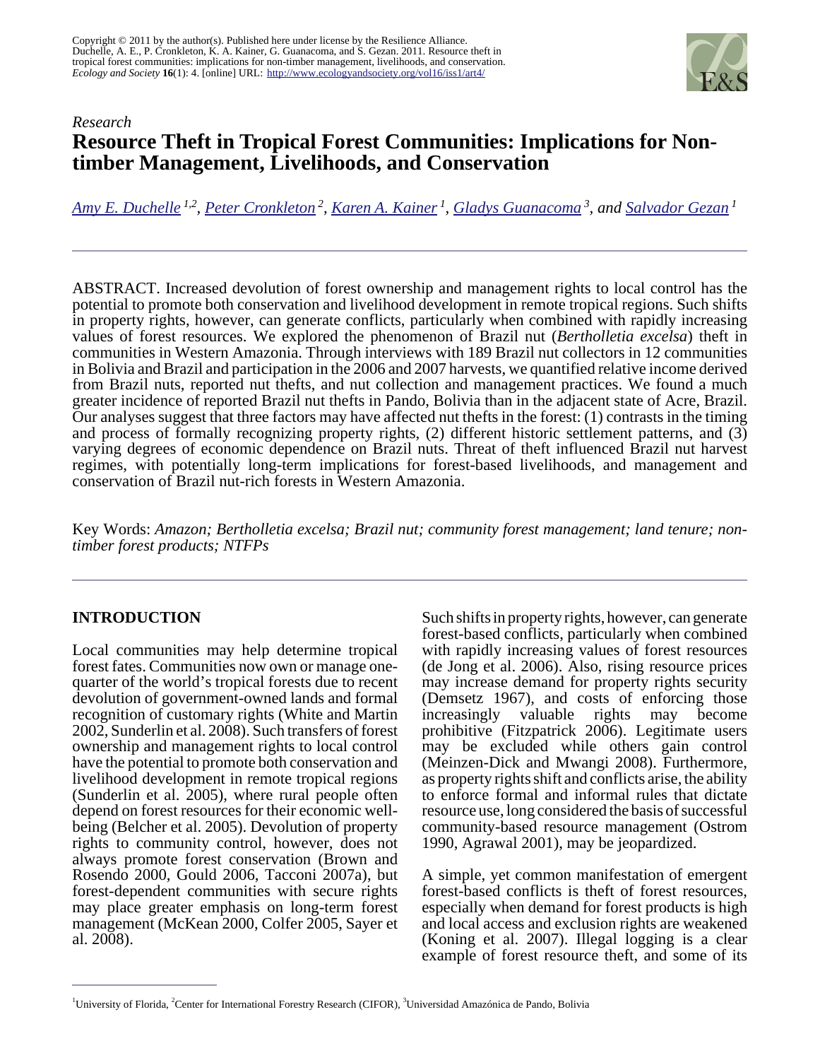Copyright © 2011 by the author(s). Published here under license by the Resilience Alliance.
Duchelle, A. E., P. Cronkleton, K. A. Kainer, G. Guanacoma, and S. Gezan. 2011. Resource theft in tropical forest communities: implications for non-timber management, livelihoods, and conservation. *Ecology and Society* **16**(1): 4. [online] URL: http://www.ecologyandsociety.org/vol16/iss1/art4/

*Research*

# Resource Theft in Tropical Forest Communities: Implications for Non-timber Management, Livelihoods, and Conservation

*Amy E. Duchelle* [1,2], *Peter Cronkleton* [2], *Karen A. Kainer* [1], *Gladys Guanacoma* [3], *and Salvador Gezan* [1]

ABSTRACT. Increased devolution of forest ownership and management rights to local control has the potential to promote both conservation and livelihood development in remote tropical regions. Such shifts in property rights, however, can generate conflicts, particularly when combined with rapidly increasing values of forest resources. We explored the phenomenon of Brazil nut (*Bertholletia excelsa*) theft in communities in Western Amazonia. Through interviews with 189 Brazil nut collectors in 12 communities in Bolivia and Brazil and participation in the 2006 and 2007 harvests, we quantified relative income derived from Brazil nuts, reported nut thefts, and nut collection and management practices. We found a much greater incidence of reported Brazil nut thefts in Pando, Bolivia than in the adjacent state of Acre, Brazil. Our analyses suggest that three factors may have affected nut thefts in the forest: (1) contrasts in the timing and process of formally recognizing property rights, (2) different historic settlement patterns, and (3) varying degrees of economic dependence on Brazil nuts. Threat of theft influenced Brazil nut harvest regimes, with potentially long-term implications for forest-based livelihoods, and management and conservation of Brazil nut-rich forests in Western Amazonia.

Key Words: *Amazon; Bertholletia excelsa; Brazil nut; community forest management; land tenure; non-timber forest products; NTFPs*

## INTRODUCTION

Local communities may help determine tropical forest fates. Communities now own or manage one-quarter of the world's tropical forests due to recent devolution of government-owned lands and formal recognition of customary rights (White and Martin 2002, Sunderlin et al. 2008). Such transfers of forest ownership and management rights to local control have the potential to promote both conservation and livelihood development in remote tropical regions (Sunderlin et al. 2005), where rural people often depend on forest resources for their economic well-being (Belcher et al. 2005). Devolution of property rights to community control, however, does not always promote forest conservation (Brown and Rosendo 2000, Gould 2006, Tacconi 2007a), but forest-dependent communities with secure rights may place greater emphasis on long-term forest management (McKean 2000, Colfer 2005, Sayer et al. 2008).

Such shifts in property rights, however, can generate forest-based conflicts, particularly when combined with rapidly increasing values of forest resources (de Jong et al. 2006). Also, rising resource prices may increase demand for property rights security (Demsetz 1967), and costs of enforcing those increasingly valuable rights may become prohibitive (Fitzpatrick 2006). Legitimate users may be excluded while others gain control (Meinzen-Dick and Mwangi 2008). Furthermore, as property rights shift and conflicts arise, the ability to enforce formal and informal rules that dictate resource use, long considered the basis of successful community-based resource management (Ostrom 1990, Agrawal 2001), may be jeopardized.

A simple, yet common manifestation of emergent forest-based conflicts is theft of forest resources, especially when demand for forest products is high and local access and exclusion rights are weakened (Koning et al. 2007). Illegal logging is a clear example of forest resource theft, and some of its

[1]University of Florida, [2]Center for International Forestry Research (CIFOR), [3]Universidad Amazónica de Pando, Bolivia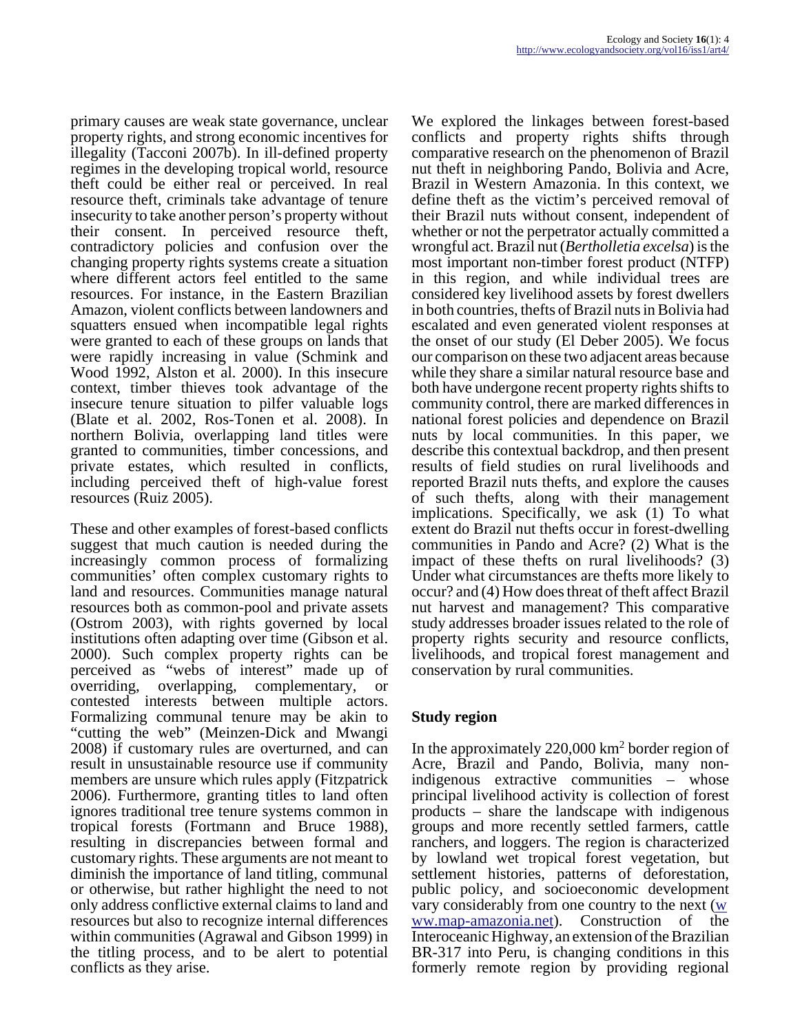primary causes are weak state governance, unclear property rights, and strong economic incentives for illegality (Tacconi 2007b). In ill-defined property regimes in the developing tropical world, resource theft could be either real or perceived. In real resource theft, criminals take advantage of tenure insecurity to take another person's property without their consent. In perceived resource theft, contradictory policies and confusion over the changing property rights systems create a situation where different actors feel entitled to the same resources. For instance, in the Eastern Brazilian Amazon, violent conflicts between landowners and squatters ensued when incompatible legal rights were granted to each of these groups on lands that were rapidly increasing in value (Schmink and Wood 1992, Alston et al. 2000). In this insecure context, timber thieves took advantage of the insecure tenure situation to pilfer valuable logs (Blate et al. 2002, Ros-Tonen et al. 2008). In northern Bolivia, overlapping land titles were granted to communities, timber concessions, and private estates, which resulted in conflicts, including perceived theft of high-value forest resources (Ruiz 2005).

These and other examples of forest-based conflicts suggest that much caution is needed during the increasingly common process of formalizing communities' often complex customary rights to land and resources. Communities manage natural resources both as common-pool and private assets (Ostrom 2003), with rights governed by local institutions often adapting over time (Gibson et al. 2000). Such complex property rights can be perceived as "webs of interest" made up of overriding, overlapping, complementary, or contested interests between multiple actors. Formalizing communal tenure may be akin to "cutting the web" (Meinzen-Dick and Mwangi 2008) if customary rules are overturned, and can result in unsustainable resource use if community members are unsure which rules apply (Fitzpatrick 2006). Furthermore, granting titles to land often ignores traditional tree tenure systems common in tropical forests (Fortmann and Bruce 1988), resulting in discrepancies between formal and customary rights. These arguments are not meant to diminish the importance of land titling, communal or otherwise, but rather highlight the need to not only address conflictive external claims to land and resources but also to recognize internal differences within communities (Agrawal and Gibson 1999) in the titling process, and to be alert to potential conflicts as they arise.

We explored the linkages between forest-based conflicts and property rights shifts through comparative research on the phenomenon of Brazil nut theft in neighboring Pando, Bolivia and Acre, Brazil in Western Amazonia. In this context, we define theft as the victim's perceived removal of their Brazil nuts without consent, independent of whether or not the perpetrator actually committed a wrongful act. Brazil nut (*Bertholletia excelsa*) is the most important non-timber forest product (NTFP) in this region, and while individual trees are considered key livelihood assets by forest dwellers in both countries, thefts of Brazil nuts in Bolivia had escalated and even generated violent responses at the onset of our study (El Deber 2005). We focus our comparison on these two adjacent areas because while they share a similar natural resource base and both have undergone recent property rights shifts to community control, there are marked differences in national forest policies and dependence on Brazil nuts by local communities. In this paper, we describe this contextual backdrop, and then present results of field studies on rural livelihoods and reported Brazil nuts thefts, and explore the causes of such thefts, along with their management implications. Specifically, we ask (1) To what extent do Brazil nut thefts occur in forest-dwelling communities in Pando and Acre? (2) What is the impact of these thefts on rural livelihoods? (3) Under what circumstances are thefts more likely to occur? and (4) How does threat of theft affect Brazil nut harvest and management? This comparative study addresses broader issues related to the role of property rights security and resource conflicts, livelihoods, and tropical forest management and conservation by rural communities.

## Study region

In the approximately 220,000 km$^2$ border region of Acre, Brazil and Pando, Bolivia, many non-indigenous extractive communities – whose principal livelihood activity is collection of forest products – share the landscape with indigenous groups and more recently settled farmers, cattle ranchers, and loggers. The region is characterized by lowland wet tropical forest vegetation, but settlement histories, patterns of deforestation, public policy, and socioeconomic development vary considerably from one country to the next (www.map-amazonia.net). Construction of the Interoceanic Highway, an extension of the Brazilian BR-317 into Peru, is changing conditions in this formerly remote region by providing regional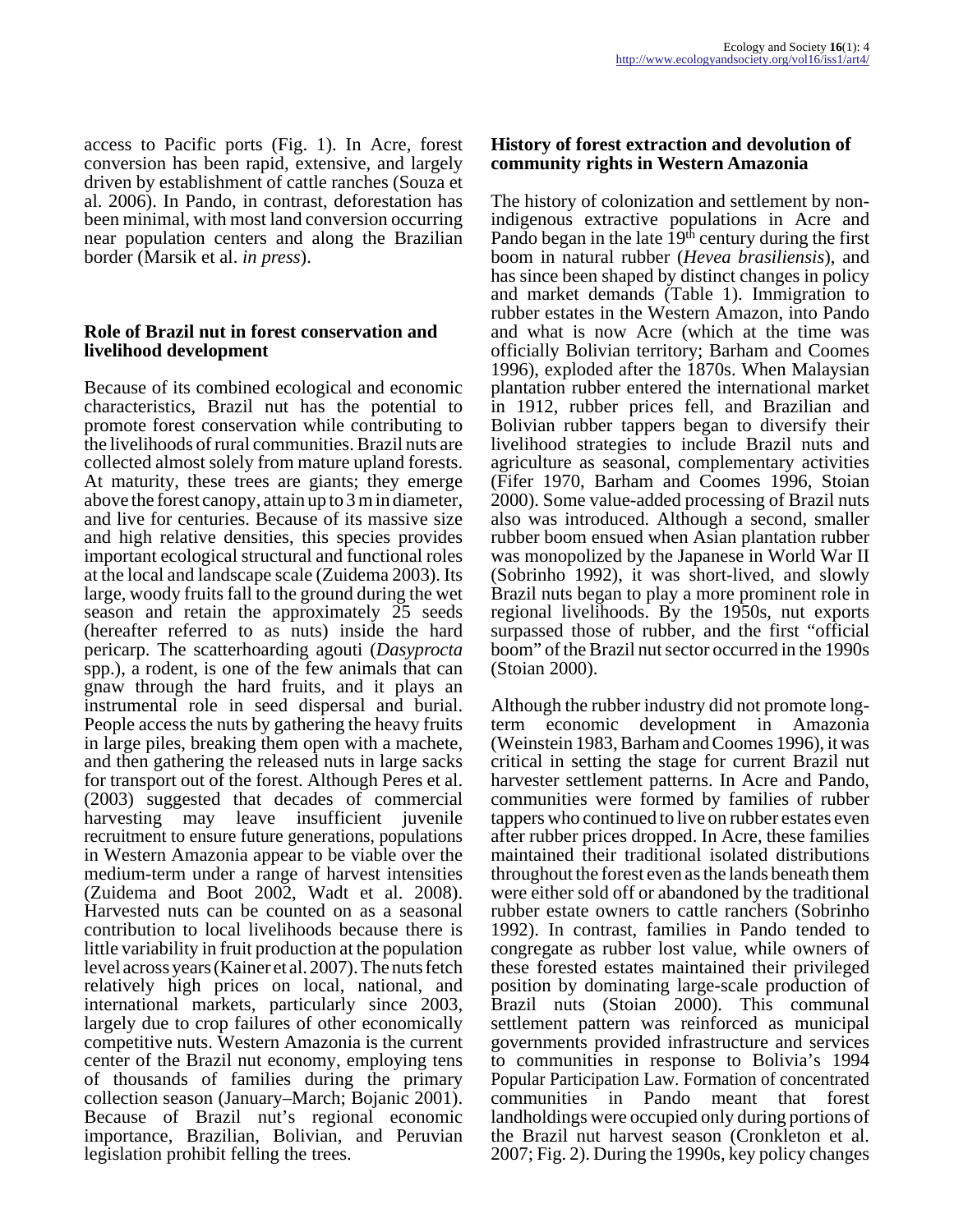access to Pacific ports (Fig. 1). In Acre, forest conversion has been rapid, extensive, and largely driven by establishment of cattle ranches (Souza et al. 2006). In Pando, in contrast, deforestation has been minimal, with most land conversion occurring near population centers and along the Brazilian border (Marsik et al. *in press*).

### Role of Brazil nut in forest conservation and livelihood development

Because of its combined ecological and economic characteristics, Brazil nut has the potential to promote forest conservation while contributing to the livelihoods of rural communities. Brazil nuts are collected almost solely from mature upland forests. At maturity, these trees are giants; they emerge above the forest canopy, attain up to 3 m in diameter, and live for centuries. Because of its massive size and high relative densities, this species provides important ecological structural and functional roles at the local and landscape scale (Zuidema 2003). Its large, woody fruits fall to the ground during the wet season and retain the approximately 25 seeds (hereafter referred to as nuts) inside the hard pericarp. The scatterhoarding agouti (*Dasyprocta* spp.), a rodent, is one of the few animals that can gnaw through the hard fruits, and it plays an instrumental role in seed dispersal and burial. People access the nuts by gathering the heavy fruits in large piles, breaking them open with a machete, and then gathering the released nuts in large sacks for transport out of the forest. Although Peres et al. (2003) suggested that decades of commercial harvesting may leave insufficient juvenile recruitment to ensure future generations, populations in Western Amazonia appear to be viable over the medium-term under a range of harvest intensities (Zuidema and Boot 2002, Wadt et al. 2008). Harvested nuts can be counted on as a seasonal contribution to local livelihoods because there is little variability in fruit production at the population level across years (Kainer et al. 2007). The nuts fetch relatively high prices on local, national, and international markets, particularly since 2003, largely due to crop failures of other economically competitive nuts. Western Amazonia is the current center of the Brazil nut economy, employing tens of thousands of families during the primary collection season (January–March; Bojanic 2001). Because of Brazil nut's regional economic importance, Brazilian, Bolivian, and Peruvian legislation prohibit felling the trees.

### History of forest extraction and devolution of community rights in Western Amazonia

The history of colonization and settlement by non-indigenous extractive populations in Acre and Pando began in the late 19th century during the first boom in natural rubber (*Hevea brasiliensis*), and has since been shaped by distinct changes in policy and market demands (Table 1). Immigration to rubber estates in the Western Amazon, into Pando and what is now Acre (which at the time was officially Bolivian territory; Barham and Coomes 1996), exploded after the 1870s. When Malaysian plantation rubber entered the international market in 1912, rubber prices fell, and Brazilian and Bolivian rubber tappers began to diversify their livelihood strategies to include Brazil nuts and agriculture as seasonal, complementary activities (Fifer 1970, Barham and Coomes 1996, Stoian 2000). Some value-added processing of Brazil nuts also was introduced. Although a second, smaller rubber boom ensued when Asian plantation rubber was monopolized by the Japanese in World War II (Sobrinho 1992), it was short-lived, and slowly Brazil nuts began to play a more prominent role in regional livelihoods. By the 1950s, nut exports surpassed those of rubber, and the first "official boom" of the Brazil nut sector occurred in the 1990s (Stoian 2000).

Although the rubber industry did not promote long-term economic development in Amazonia (Weinstein 1983, Barham and Coomes 1996), it was critical in setting the stage for current Brazil nut harvester settlement patterns. In Acre and Pando, communities were formed by families of rubber tappers who continued to live on rubber estates even after rubber prices dropped. In Acre, these families maintained their traditional isolated distributions throughout the forest even as the lands beneath them were either sold off or abandoned by the traditional rubber estate owners to cattle ranchers (Sobrinho 1992). In contrast, families in Pando tended to congregate as rubber lost value, while owners of these forested estates maintained their privileged position by dominating large-scale production of Brazil nuts (Stoian 2000). This communal settlement pattern was reinforced as municipal governments provided infrastructure and services to communities in response to Bolivia's 1994 Popular Participation Law. Formation of concentrated communities in Pando meant that forest landholdings were occupied only during portions of the Brazil nut harvest season (Cronkleton et al. 2007; Fig. 2). During the 1990s, key policy changes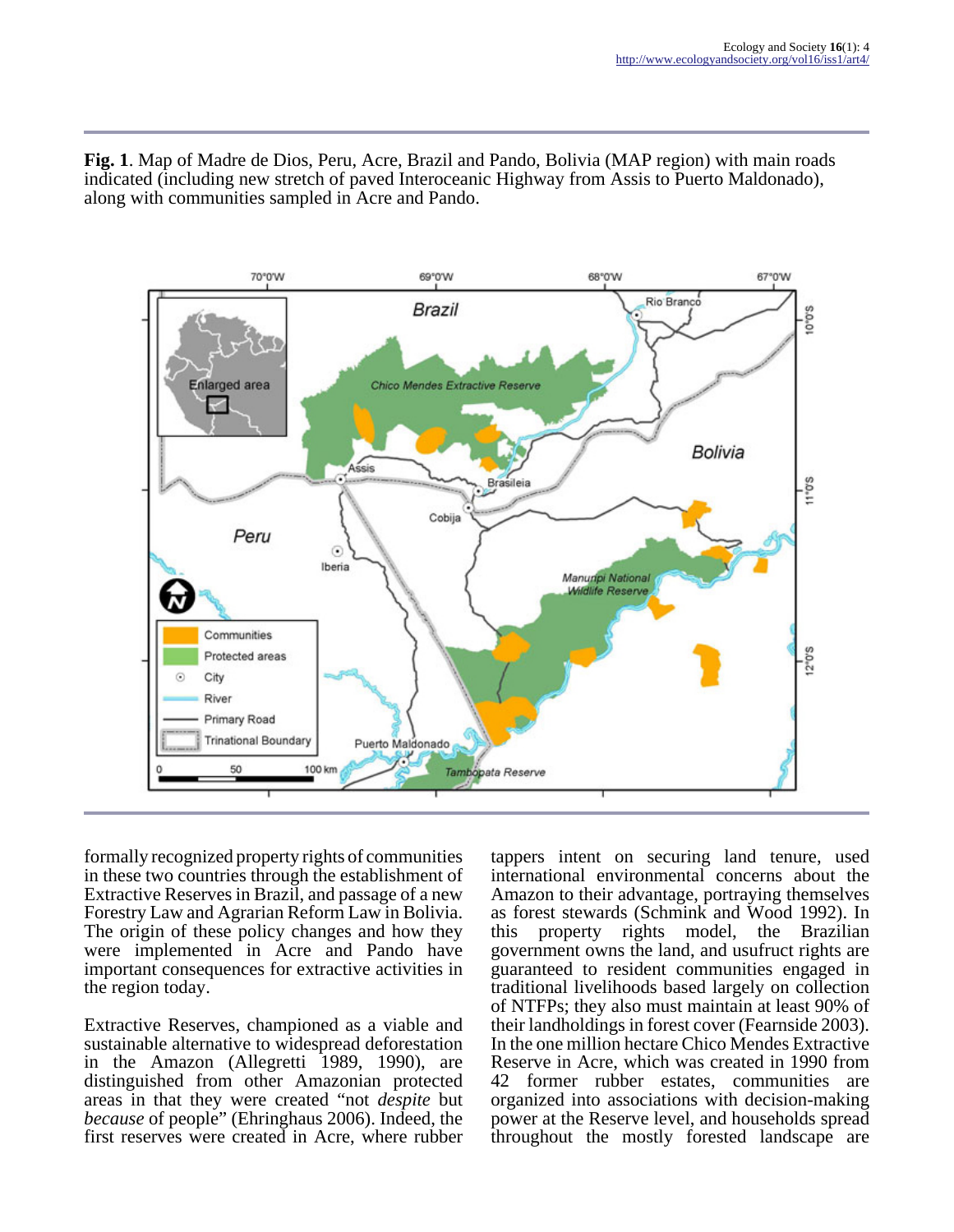**Fig. 1**. Map of Madre de Dios, Peru, Acre, Brazil and Pando, Bolivia (MAP region) with main roads indicated (including new stretch of paved Interoceanic Highway from Assis to Puerto Maldonado), along with communities sampled in Acre and Pando.

formally recognized property rights of communities in these two countries through the establishment of Extractive Reserves in Brazil, and passage of a new Forestry Law and Agrarian Reform Law in Bolivia. The origin of these policy changes and how they were implemented in Acre and Pando have important consequences for extractive activities in the region today.

Extractive Reserves, championed as a viable and sustainable alternative to widespread deforestation in the Amazon (Allegretti 1989, 1990), are distinguished from other Amazonian protected areas in that they were created "not *despite* but *because* of people" (Ehringhaus 2006). Indeed, the first reserves were created in Acre, where rubber tappers intent on securing land tenure, used international environmental concerns about the Amazon to their advantage, portraying themselves as forest stewards (Schmink and Wood 1992). In this property rights model, the Brazilian government owns the land, and usufruct rights are guaranteed to resident communities engaged in traditional livelihoods based largely on collection of NTFPs; they also must maintain at least 90% of their landholdings in forest cover (Fearnside 2003). In the one million hectare Chico Mendes Extractive Reserve in Acre, which was created in 1990 from 42 former rubber estates, communities are organized into associations with decision-making power at the Reserve level, and households spread throughout the mostly forested landscape are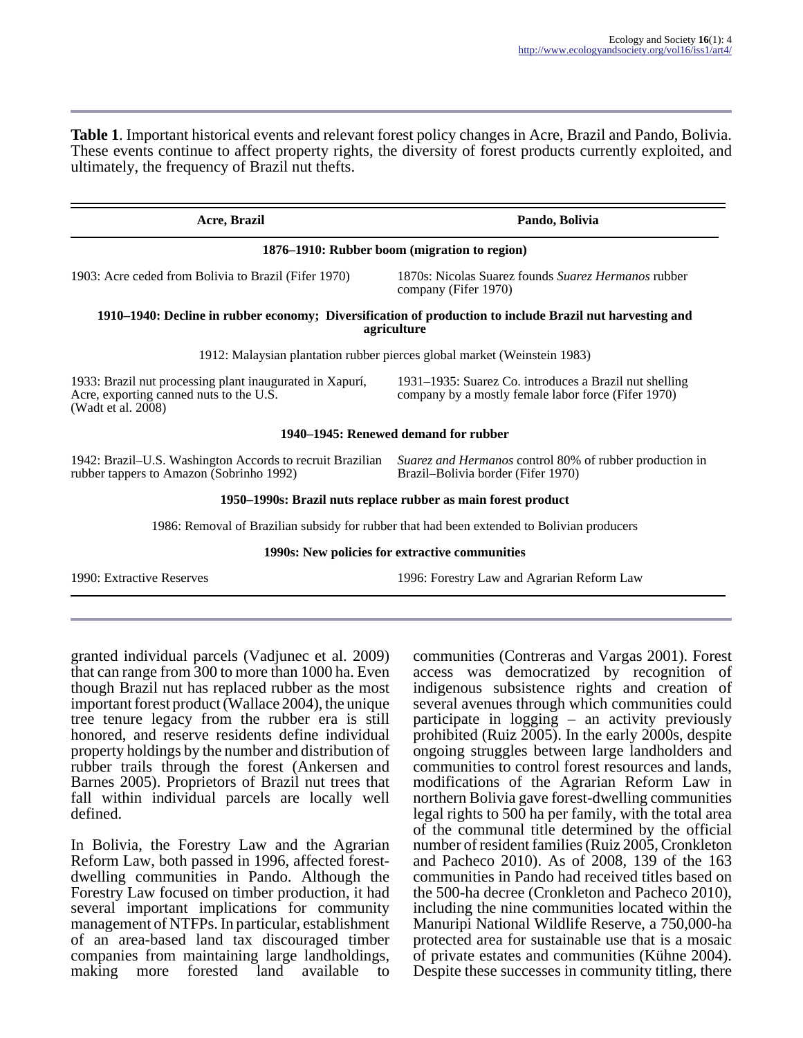**Table 1**. Important historical events and relevant forest policy changes in Acre, Brazil and Pando, Bolivia. These events continue to affect property rights, the diversity of forest products currently exploited, and ultimately, the frequency of Brazil nut thefts.

| Acre, Brazil | Pando, Bolivia |
|---|---|
| **1876–1910: Rubber boom (migration to region)** | |
| 1903: Acre ceded from Bolivia to Brazil (Fifer 1970) | 1870s: Nicolas Suarez founds *Suarez Hermanos* rubber company (Fifer 1970) |
| **1910–1940: Decline in rubber economy; Diversification of production to include Brazil nut harvesting and agriculture** | |
| 1912: Malaysian plantation rubber pierces global market (Weinstein 1983) | |
| 1933: Brazil nut processing plant inaugurated in Xapurí, Acre, exporting canned nuts to the U.S. (Wadt et al. 2008) | 1931–1935: Suarez Co. introduces a Brazil nut shelling company by a mostly female labor force (Fifer 1970) |
| **1940–1945: Renewed demand for rubber** | |
| 1942: Brazil–U.S. Washington Accords to recruit Brazilian rubber tappers to Amazon (Sobrinho 1992) | *Suarez and Hermanos* control 80% of rubber production in Brazil–Bolivia border (Fifer 1970) |
| **1950–1990s: Brazil nuts replace rubber as main forest product** | |
| 1986: Removal of Brazilian subsidy for rubber that had been extended to Bolivian producers | |
| **1990s: New policies for extractive communities** | |
| 1990: Extractive Reserves | 1996: Forestry Law and Agrarian Reform Law |

granted individual parcels (Vadjunec et al. 2009) that can range from 300 to more than 1000 ha. Even though Brazil nut has replaced rubber as the most important forest product (Wallace 2004), the unique tree tenure legacy from the rubber era is still honored, and reserve residents define individual property holdings by the number and distribution of rubber trails through the forest (Ankersen and Barnes 2005). Proprietors of Brazil nut trees that fall within individual parcels are locally well defined.

In Bolivia, the Forestry Law and the Agrarian Reform Law, both passed in 1996, affected forest-dwelling communities in Pando. Although the Forestry Law focused on timber production, it had several important implications for community management of NTFPs. In particular, establishment of an area-based land tax discouraged timber companies from maintaining large landholdings, making more forested land available to communities (Contreras and Vargas 2001). Forest access was democratized by recognition of indigenous subsistence rights and creation of several avenues through which communities could participate in logging – an activity previously prohibited (Ruiz 2005). In the early 2000s, despite ongoing struggles between large landholders and communities to control forest resources and lands, modifications of the Agrarian Reform Law in northern Bolivia gave forest-dwelling communities legal rights to 500 ha per family, with the total area of the communal title determined by the official number of resident families (Ruiz 2005, Cronkleton and Pacheco 2010). As of 2008, 139 of the 163 communities in Pando had received titles based on the 500-ha decree (Cronkleton and Pacheco 2010), including the nine communities located within the Manuripi National Wildlife Reserve, a 750,000-ha protected area for sustainable use that is a mosaic of private estates and communities (Kühne 2004). Despite these successes in community titling, there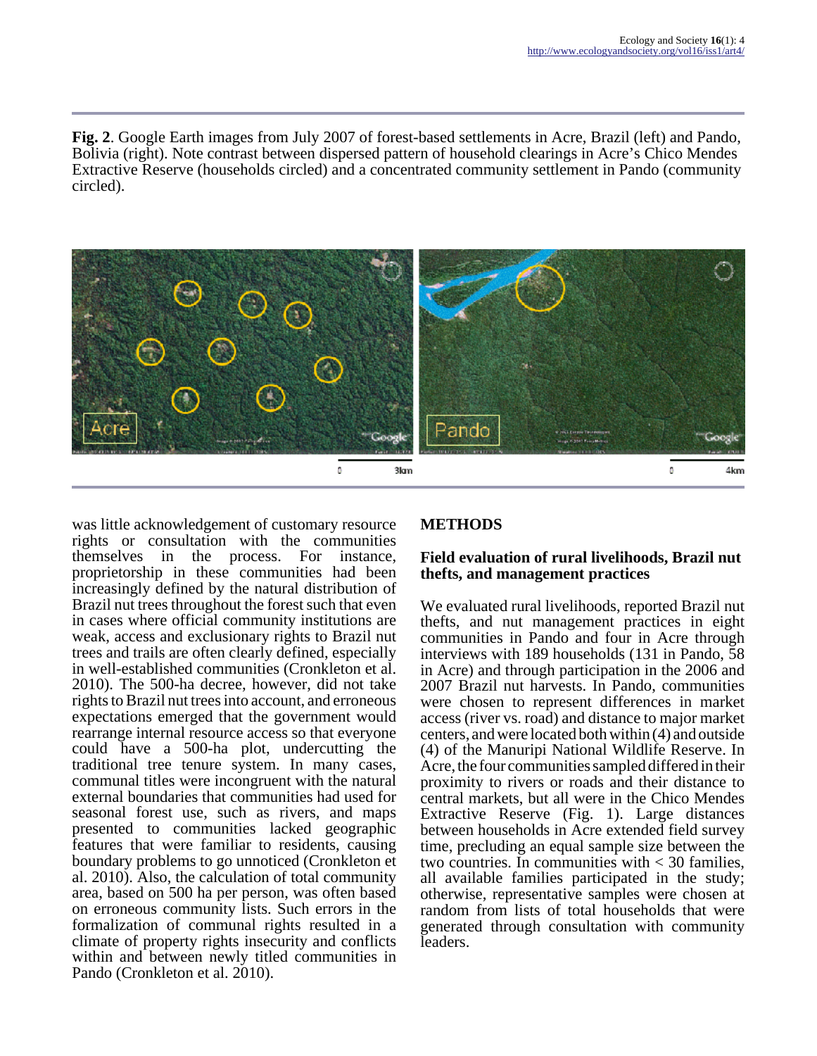**Fig. 2**. Google Earth images from July 2007 of forest-based settlements in Acre, Brazil (left) and Pando, Bolivia (right). Note contrast between dispersed pattern of household clearings in Acre's Chico Mendes Extractive Reserve (households circled) and a concentrated community settlement in Pando (community circled).

was little acknowledgement of customary resource rights or consultation with the communities themselves in the process. For instance, proprietorship in these communities had been increasingly defined by the natural distribution of Brazil nut trees throughout the forest such that even in cases where official community institutions are weak, access and exclusionary rights to Brazil nut trees and trails are often clearly defined, especially in well-established communities (Cronkleton et al. 2010). The 500-ha decree, however, did not take rights to Brazil nut trees into account, and erroneous expectations emerged that the government would rearrange internal resource access so that everyone could have a 500-ha plot, undercutting the traditional tree tenure system. In many cases, communal titles were incongruent with the natural external boundaries that communities had used for seasonal forest use, such as rivers, and maps presented to communities lacked geographic features that were familiar to residents, causing boundary problems to go unnoticed (Cronkleton et al. 2010). Also, the calculation of total community area, based on 500 ha per person, was often based on erroneous community lists. Such errors in the formalization of communal rights resulted in a climate of property rights insecurity and conflicts within and between newly titled communities in Pando (Cronkleton et al. 2010).

## METHODS

### Field evaluation of rural livelihoods, Brazil nut thefts, and management practices

We evaluated rural livelihoods, reported Brazil nut thefts, and nut management practices in eight communities in Pando and four in Acre through interviews with 189 households (131 in Pando, 58 in Acre) and through participation in the 2006 and 2007 Brazil nut harvests. In Pando, communities were chosen to represent differences in market access (river vs. road) and distance to major market centers, and were located both within (4) and outside (4) of the Manuripi National Wildlife Reserve. In Acre, the four communities sampled differed in their proximity to rivers or roads and their distance to central markets, but all were in the Chico Mendes Extractive Reserve (Fig. 1). Large distances between households in Acre extended field survey time, precluding an equal sample size between the two countries. In communities with < 30 families, all available families participated in the study; otherwise, representative samples were chosen at random from lists of total households that were generated through consultation with community leaders.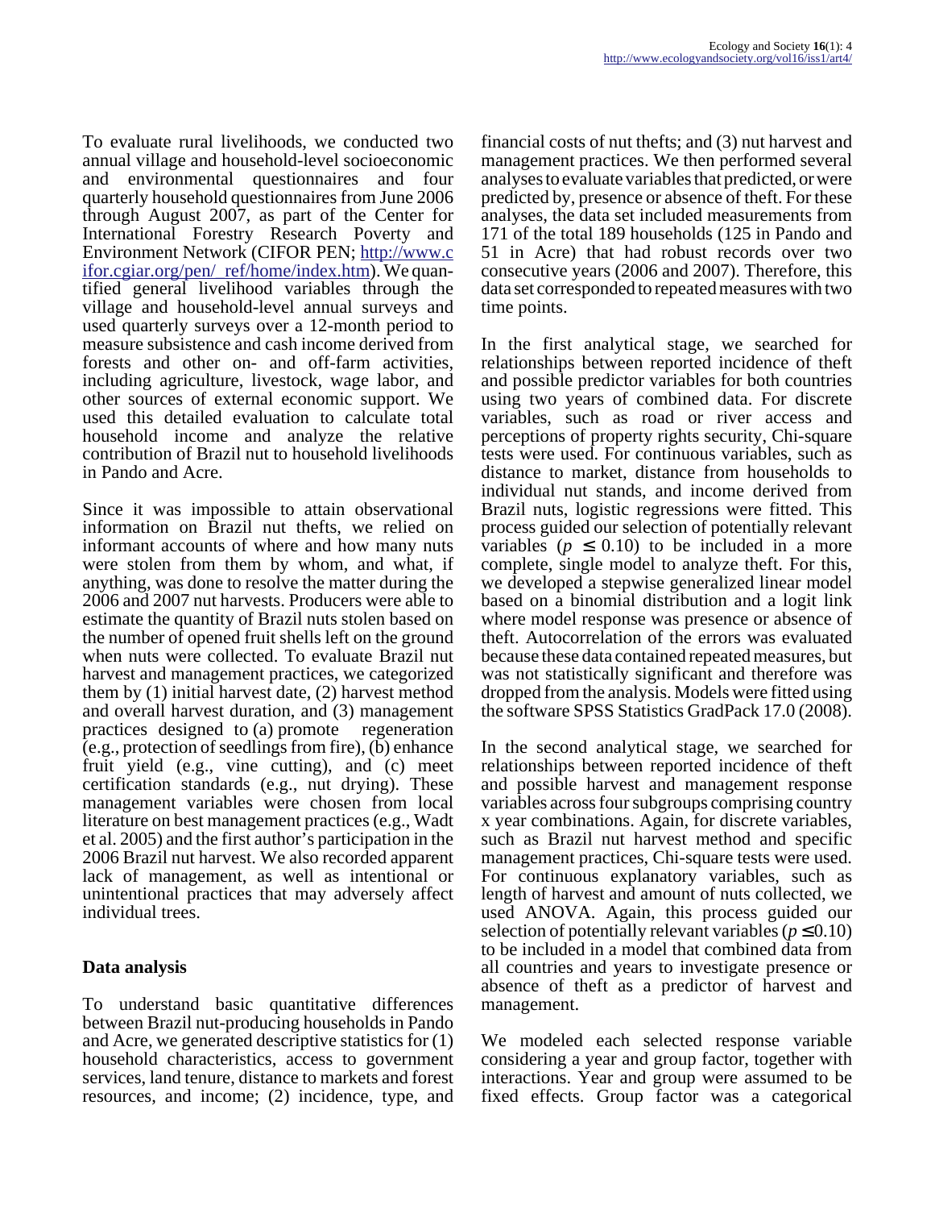To evaluate rural livelihoods, we conducted two annual village and household-level socioeconomic and environmental questionnaires and four quarterly household questionnaires from June 2006 through August 2007, as part of the Center for International Forestry Research Poverty and Environment Network (CIFOR PEN; http://www.cifor.cgiar.org/pen/_ref/home/index.htm). We quantified general livelihood variables through the village and household-level annual surveys and used quarterly surveys over a 12-month period to measure subsistence and cash income derived from forests and other on- and off-farm activities, including agriculture, livestock, wage labor, and other sources of external economic support. We used this detailed evaluation to calculate total household income and analyze the relative contribution of Brazil nut to household livelihoods in Pando and Acre.

Since it was impossible to attain observational information on Brazil nut thefts, we relied on informant accounts of where and how many nuts were stolen from them by whom, and what, if anything, was done to resolve the matter during the 2006 and 2007 nut harvests. Producers were able to estimate the quantity of Brazil nuts stolen based on the number of opened fruit shells left on the ground when nuts were collected. To evaluate Brazil nut harvest and management practices, we categorized them by (1) initial harvest date, (2) harvest method and overall harvest duration, and (3) management practices designed to (a) promote regeneration (e.g., protection of seedlings from fire), (b) enhance fruit yield (e.g., vine cutting), and (c) meet certification standards (e.g., nut drying). These management variables were chosen from local literature on best management practices (e.g., Wadt et al. 2005) and the first author's participation in the 2006 Brazil nut harvest. We also recorded apparent lack of management, as well as intentional or unintentional practices that may adversely affect individual trees.

### Data analysis

To understand basic quantitative differences between Brazil nut-producing households in Pando and Acre, we generated descriptive statistics for (1) household characteristics, access to government services, land tenure, distance to markets and forest resources, and income; (2) incidence, type, and financial costs of nut thefts; and (3) nut harvest and management practices. We then performed several analyses to evaluate variables that predicted, or were predicted by, presence or absence of theft. For these analyses, the data set included measurements from 171 of the total 189 households (125 in Pando and 51 in Acre) that had robust records over two consecutive years (2006 and 2007). Therefore, this data set corresponded to repeated measures with two time points.

In the first analytical stage, we searched for relationships between reported incidence of theft and possible predictor variables for both countries using two years of combined data. For discrete variables, such as road or river access and perceptions of property rights security, Chi-square tests were used. For continuous variables, such as distance to market, distance from households to individual nut stands, and income derived from Brazil nuts, logistic regressions were fitted. This process guided our selection of potentially relevant variables ($p \leq 0.10$) to be included in a more complete, single model to analyze theft. For this, we developed a stepwise generalized linear model based on a binomial distribution and a logit link where model response was presence or absence of theft. Autocorrelation of the errors was evaluated because these data contained repeated measures, but was not statistically significant and therefore was dropped from the analysis. Models were fitted using the software SPSS Statistics GradPack 17.0 (2008).

In the second analytical stage, we searched for relationships between reported incidence of theft and possible harvest and management response variables across four subgroups comprising country x year combinations. Again, for discrete variables, such as Brazil nut harvest method and specific management practices, Chi-square tests were used. For continuous explanatory variables, such as length of harvest and amount of nuts collected, we used ANOVA. Again, this process guided our selection of potentially relevant variables ($p \leq 0.10$) to be included in a model that combined data from all countries and years to investigate presence or absence of theft as a predictor of harvest and management.

We modeled each selected response variable considering a year and group factor, together with interactions. Year and group were assumed to be fixed effects. Group factor was a categorical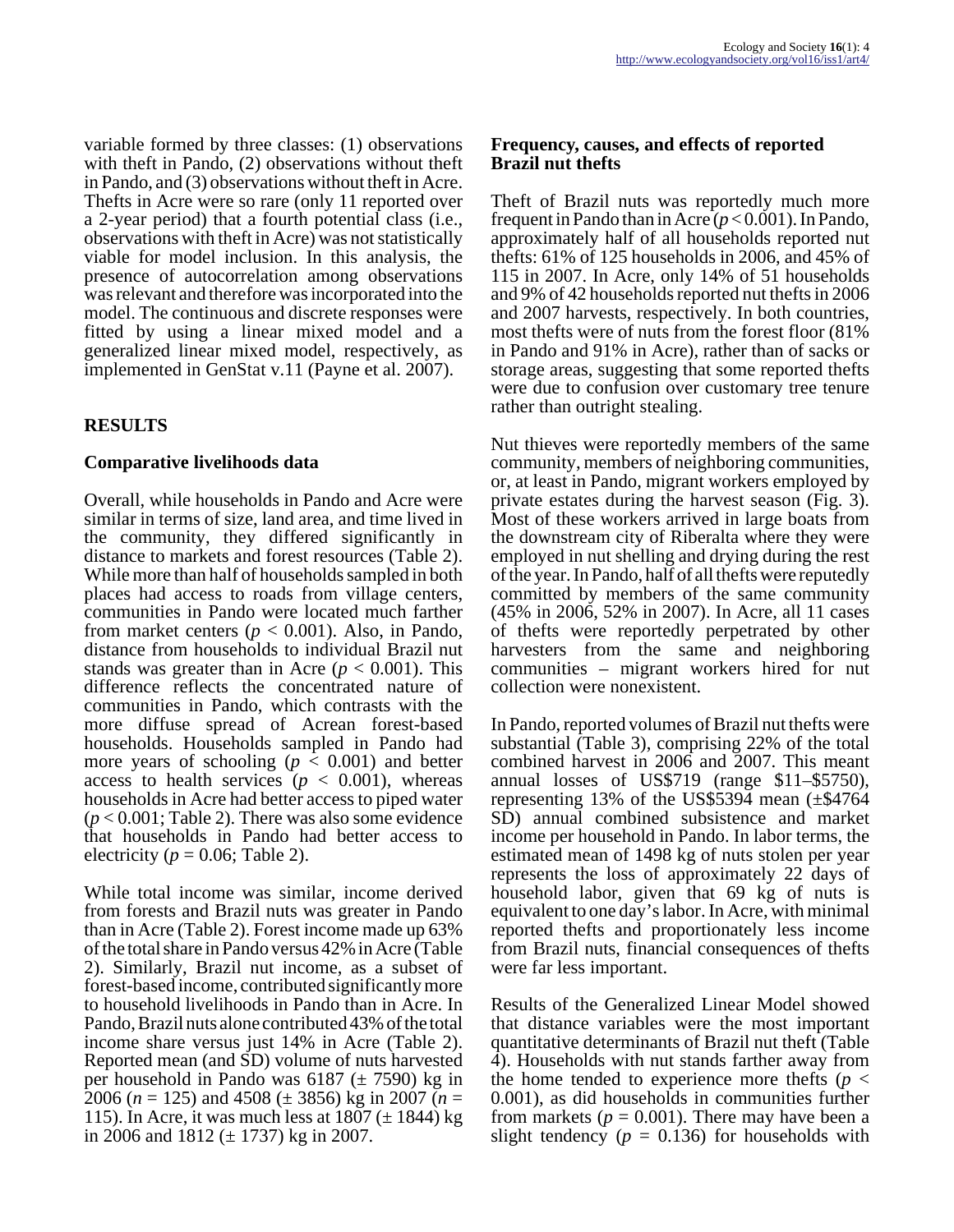variable formed by three classes: (1) observations with theft in Pando, (2) observations without theft in Pando, and (3) observations without theft in Acre. Thefts in Acre were so rare (only 11 reported over a 2-year period) that a fourth potential class (i.e., observations with theft in Acre) was not statistically viable for model inclusion. In this analysis, the presence of autocorrelation among observations was relevant and therefore was incorporated into the model. The continuous and discrete responses were fitted by using a linear mixed model and a generalized linear mixed model, respectively, as implemented in GenStat v.11 (Payne et al. 2007).

## RESULTS

### Comparative livelihoods data

Overall, while households in Pando and Acre were similar in terms of size, land area, and time lived in the community, they differed significantly in distance to markets and forest resources (Table 2). While more than half of households sampled in both places had access to roads from village centers, communities in Pando were located much farther from market centers ($p < 0.001$). Also, in Pando, distance from households to individual Brazil nut stands was greater than in Acre ($p < 0.001$). This difference reflects the concentrated nature of communities in Pando, which contrasts with the more diffuse spread of Acrean forest-based households. Households sampled in Pando had more years of schooling ($p < 0.001$) and better access to health services ($p < 0.001$), whereas households in Acre had better access to piped water ($p < 0.001$; Table 2). There was also some evidence that households in Pando had better access to electricity ($p = 0.06$; Table 2).

While total income was similar, income derived from forests and Brazil nuts was greater in Pando than in Acre (Table 2). Forest income made up 63% of the total share in Pando versus 42% in Acre (Table 2). Similarly, Brazil nut income, as a subset of forest-based income, contributed significantly more to household livelihoods in Pando than in Acre. In Pando, Brazil nuts alone contributed 43% of the total income share versus just 14% in Acre (Table 2). Reported mean (and SD) volume of nuts harvested per household in Pando was 6187 (± 7590) kg in 2006 ($n = 125$) and 4508 (± 3856) kg in 2007 ($n = 115$). In Acre, it was much less at 1807 (± 1844) kg in 2006 and 1812 (± 1737) kg in 2007.

### Frequency, causes, and effects of reported Brazil nut thefts

Theft of Brazil nuts was reportedly much more frequent in Pando than in Acre ($p < 0.001$). In Pando, approximately half of all households reported nut thefts: 61% of 125 households in 2006, and 45% of 115 in 2007. In Acre, only 14% of 51 households and 9% of 42 households reported nut thefts in 2006 and 2007 harvests, respectively. In both countries, most thefts were of nuts from the forest floor (81% in Pando and 91% in Acre), rather than of sacks or storage areas, suggesting that some reported thefts were due to confusion over customary tree tenure rather than outright stealing.

Nut thieves were reportedly members of the same community, members of neighboring communities, or, at least in Pando, migrant workers employed by private estates during the harvest season (Fig. 3). Most of these workers arrived in large boats from the downstream city of Riberalta where they were employed in nut shelling and drying during the rest of the year. In Pando, half of all thefts were reputedly committed by members of the same community (45% in 2006, 52% in 2007). In Acre, all 11 cases of thefts were reportedly perpetrated by other harvesters from the same and neighboring communities – migrant workers hired for nut collection were nonexistent.

In Pando, reported volumes of Brazil nut thefts were substantial (Table 3), comprising 22% of the total combined harvest in 2006 and 2007. This meant annual losses of US$719 (range $11–$5750), representing 13% of the US$5394 mean (±$4764 SD) annual combined subsistence and market income per household in Pando. In labor terms, the estimated mean of 1498 kg of nuts stolen per year represents the loss of approximately 22 days of household labor, given that 69 kg of nuts is equivalent to one day's labor. In Acre, with minimal reported thefts and proportionately less income from Brazil nuts, financial consequences of thefts were far less important.

Results of the Generalized Linear Model showed that distance variables were the most important quantitative determinants of Brazil nut theft (Table 4). Households with nut stands farther away from the home tended to experience more thefts ($p < 0.001$), as did households in communities further from markets ($p = 0.001$). There may have been a slight tendency ($p = 0.136$) for households with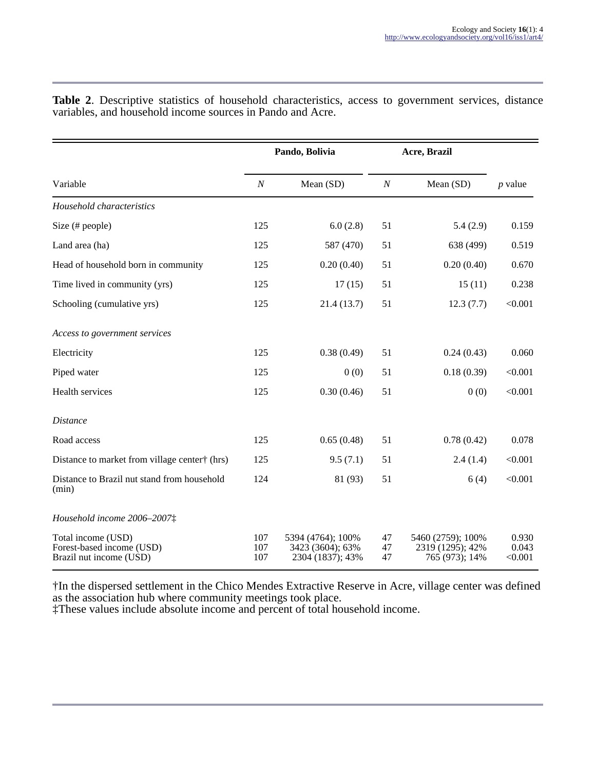**Table 2**. Descriptive statistics of household characteristics, access to government services, distance variables, and household income sources in Pando and Acre.

| Variable | Pando, Bolivia | | Acre, Brazil | | *p* value |
|---|---|---|---|---|---|
| | *N* | Mean (SD) | *N* | Mean (SD) | |
| *Household characteristics* | | | | | |
| Size (# people) | 125 | 6.0 (2.8) | 51 | 5.4 (2.9) | 0.159 |
| Land area (ha) | 125 | 587 (470) | 51 | 638 (499) | 0.519 |
| Head of household born in community | 125 | 0.20 (0.40) | 51 | 0.20 (0.40) | 0.670 |
| Time lived in community (yrs) | 125 | 17 (15) | 51 | 15 (11) | 0.238 |
| Schooling (cumulative yrs) | 125 | 21.4 (13.7) | 51 | 12.3 (7.7) | <0.001 |
| *Access to government services* | | | | | |
| Electricity | 125 | 0.38 (0.49) | 51 | 0.24 (0.43) | 0.060 |
| Piped water | 125 | 0 (0) | 51 | 0.18 (0.39) | <0.001 |
| Health services | 125 | 0.30 (0.46) | 51 | 0 (0) | <0.001 |
| *Distance* | | | | | |
| Road access | 125 | 0.65 (0.48) | 51 | 0.78 (0.42) | 0.078 |
| Distance to market from village center† (hrs) | 125 | 9.5 (7.1) | 51 | 2.4 (1.4) | <0.001 |
| Distance to Brazil nut stand from household (min) | 124 | 81 (93) | 51 | 6 (4) | <0.001 |
| *Household income 2006–2007‡* | | | | | |
| Total income (USD) | 107 | 5394 (4764); 100% | 47 | 5460 (2759); 100% | 0.930 |
| Forest-based income (USD) | 107 | 3423 (3604); 63% | 47 | 2319 (1295); 42% | 0.043 |
| Brazil nut income (USD) | 107 | 2304 (1837); 43% | 47 | 765 (973); 14% | <0.001 |

†In the dispersed settlement in the Chico Mendes Extractive Reserve in Acre, village center was defined as the association hub where community meetings took place.
‡These values include absolute income and percent of total household income.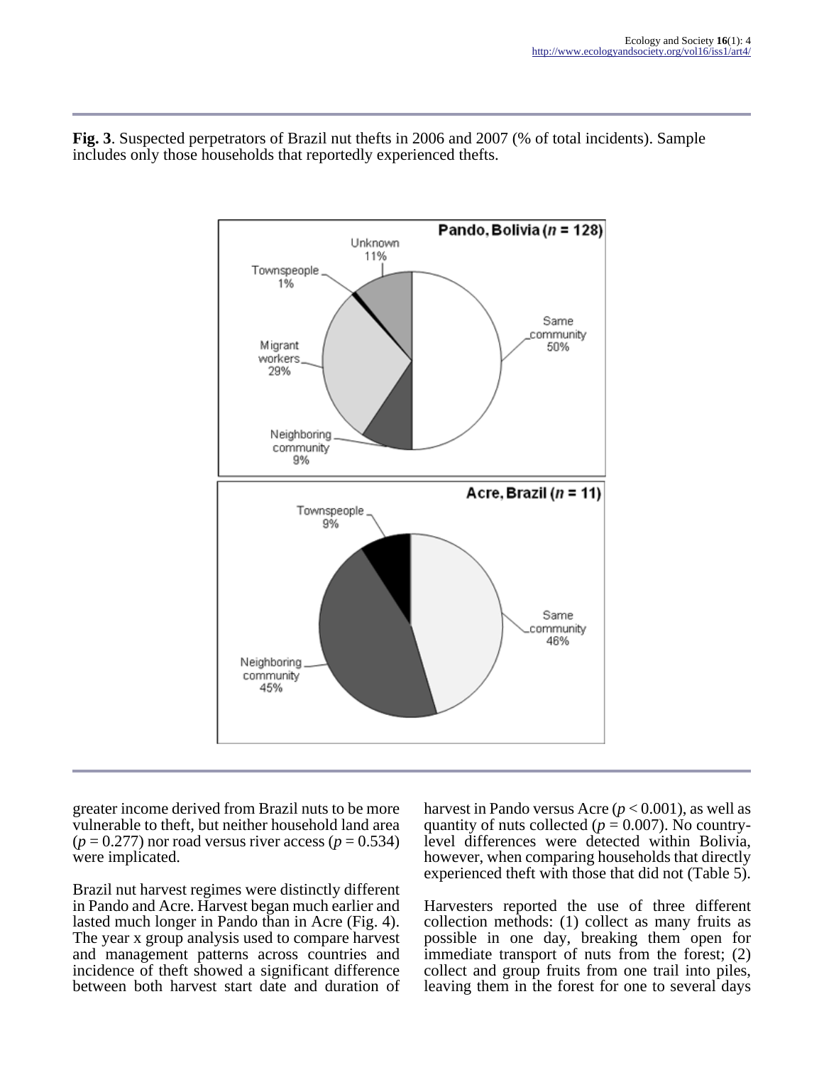**Fig. 3**. Suspected perpetrators of Brazil nut thefts in 2006 and 2007 (% of total incidents). Sample includes only those households that reportedly experienced thefts.

greater income derived from Brazil nuts to be more vulnerable to theft, but neither household land area ($p = 0.277$) nor road versus river access ($p = 0.534$) were implicated.

Brazil nut harvest regimes were distinctly different in Pando and Acre. Harvest began much earlier and lasted much longer in Pando than in Acre (Fig. 4). The year x group analysis used to compare harvest and management patterns across countries and incidence of theft showed a significant difference between both harvest start date and duration of harvest in Pando versus Acre ($p < 0.001$), as well as quantity of nuts collected ($p = 0.007$). No country-level differences were detected within Bolivia, however, when comparing households that directly experienced theft with those that did not (Table 5).

Harvesters reported the use of three different collection methods: (1) collect as many fruits as possible in one day, breaking them open for immediate transport of nuts from the forest; (2) collect and group fruits from one trail into piles, leaving them in the forest for one to several days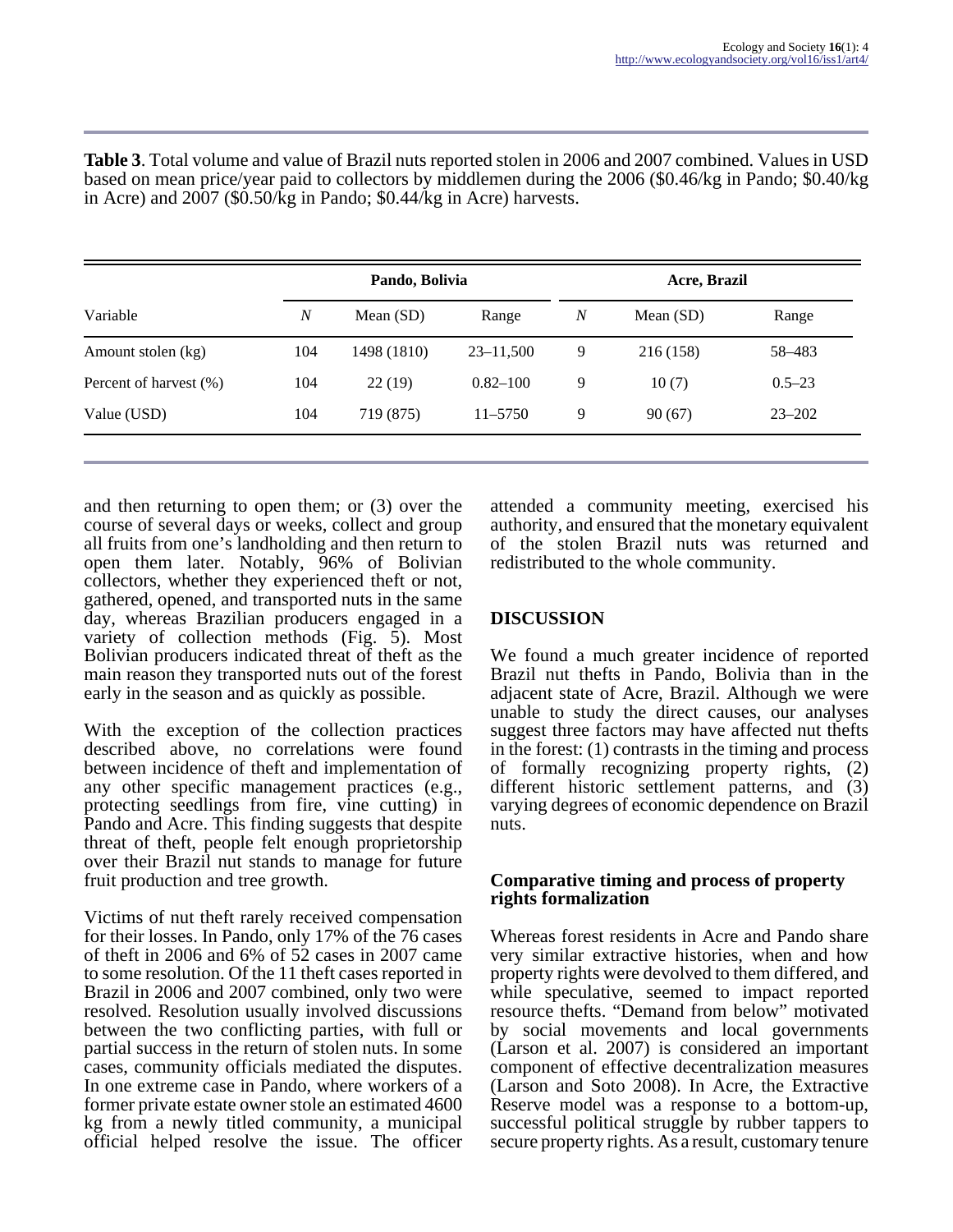**Table 3**. Total volume and value of Brazil nuts reported stolen in 2006 and 2007 combined. Values in USD based on mean price/year paid to collectors by middlemen during the 2006 (\$0.46/kg in Pando; \$0.40/kg in Acre) and 2007 (\$0.50/kg in Pando; \$0.44/kg in Acre) harvests.

| Variable | Pando, Bolivia | | | Acre, Brazil | | |
|---|---|---|---|---|---|---|
| | *N* | Mean (SD) | Range | *N* | Mean (SD) | Range |
| Amount stolen (kg) | 104 | 1498 (1810) | 23–11,500 | 9 | 216 (158) | 58–483 |
| Percent of harvest (%) | 104 | 22 (19) | 0.82–100 | 9 | 10 (7) | 0.5–23 |
| Value (USD) | 104 | 719 (875) | 11–5750 | 9 | 90 (67) | 23–202 |

and then returning to open them; or (3) over the course of several days or weeks, collect and group all fruits from one's landholding and then return to open them later. Notably, 96% of Bolivian collectors, whether they experienced theft or not, gathered, opened, and transported nuts in the same day, whereas Brazilian producers engaged in a variety of collection methods (Fig. 5). Most Bolivian producers indicated threat of theft as the main reason they transported nuts out of the forest early in the season and as quickly as possible.

With the exception of the collection practices described above, no correlations were found between incidence of theft and implementation of any other specific management practices (e.g., protecting seedlings from fire, vine cutting) in Pando and Acre. This finding suggests that despite threat of theft, people felt enough proprietorship over their Brazil nut stands to manage for future fruit production and tree growth.

Victims of nut theft rarely received compensation for their losses. In Pando, only 17% of the 76 cases of theft in 2006 and 6% of 52 cases in 2007 came to some resolution. Of the 11 theft cases reported in Brazil in 2006 and 2007 combined, only two were resolved. Resolution usually involved discussions between the two conflicting parties, with full or partial success in the return of stolen nuts. In some cases, community officials mediated the disputes. In one extreme case in Pando, where workers of a former private estate owner stole an estimated 4600 kg from a newly titled community, a municipal official helped resolve the issue. The officer attended a community meeting, exercised his authority, and ensured that the monetary equivalent of the stolen Brazil nuts was returned and redistributed to the whole community.

## DISCUSSION

We found a much greater incidence of reported Brazil nut thefts in Pando, Bolivia than in the adjacent state of Acre, Brazil. Although we were unable to study the direct causes, our analyses suggest three factors may have affected nut thefts in the forest: (1) contrasts in the timing and process of formally recognizing property rights, (2) different historic settlement patterns, and (3) varying degrees of economic dependence on Brazil nuts.

### Comparative timing and process of property rights formalization

Whereas forest residents in Acre and Pando share very similar extractive histories, when and how property rights were devolved to them differed, and while speculative, seemed to impact reported resource thefts. "Demand from below" motivated by social movements and local governments (Larson et al. 2007) is considered an important component of effective decentralization measures (Larson and Soto 2008). In Acre, the Extractive Reserve model was a response to a bottom-up, successful political struggle by rubber tappers to secure property rights. As a result, customary tenure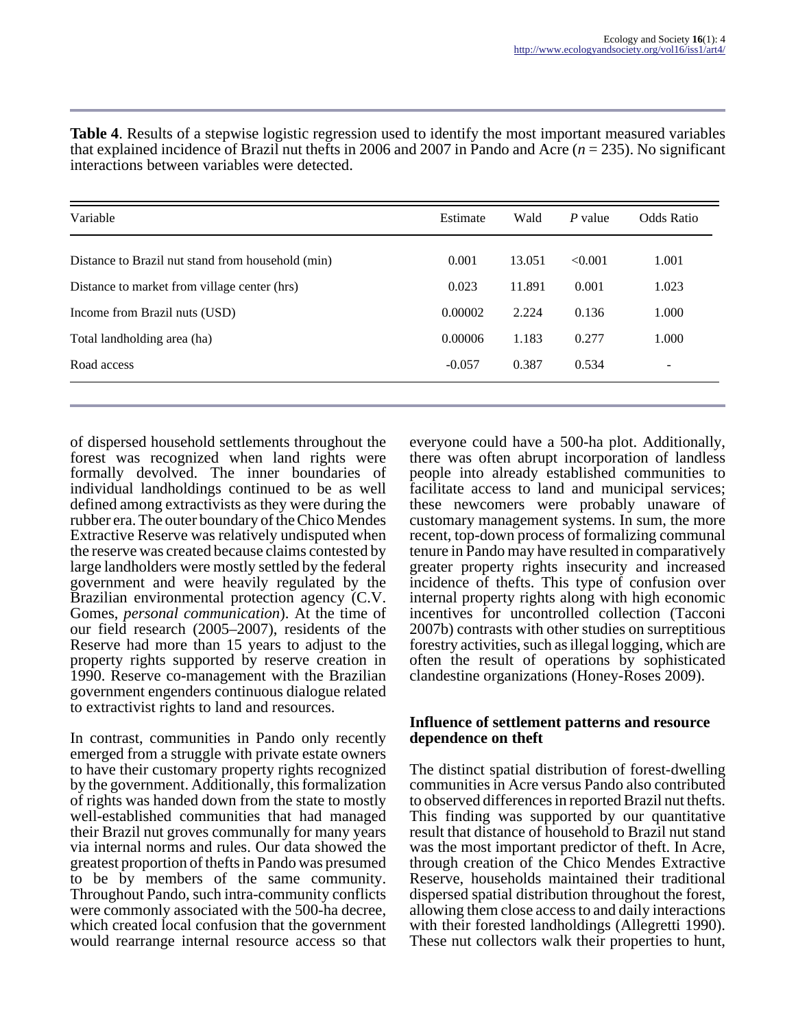**Table 4**. Results of a stepwise logistic regression used to identify the most important measured variables that explained incidence of Brazil nut thefts in 2006 and 2007 in Pando and Acre ($n$ = 235). No significant interactions between variables were detected.

| Variable | Estimate | Wald | $P$ value | Odds Ratio |
|---|---|---|---|---|
| Distance to Brazil nut stand from household (min) | 0.001 | 13.051 | <0.001 | 1.001 |
| Distance to market from village center (hrs) | 0.023 | 11.891 | 0.001 | 1.023 |
| Income from Brazil nuts (USD) | 0.00002 | 2.224 | 0.136 | 1.000 |
| Total landholding area (ha) | 0.00006 | 1.183 | 0.277 | 1.000 |
| Road access | -0.057 | 0.387 | 0.534 | - |

of dispersed household settlements throughout the forest was recognized when land rights were formally devolved. The inner boundaries of individual landholdings continued to be as well defined among extractivists as they were during the rubber era. The outer boundary of the Chico Mendes Extractive Reserve was relatively undisputed when the reserve was created because claims contested by large landholders were mostly settled by the federal government and were heavily regulated by the Brazilian environmental protection agency (C.V. Gomes, *personal communication*). At the time of our field research (2005–2007), residents of the Reserve had more than 15 years to adjust to the property rights supported by reserve creation in 1990. Reserve co-management with the Brazilian government engenders continuous dialogue related to extractivist rights to land and resources.

In contrast, communities in Pando only recently emerged from a struggle with private estate owners to have their customary property rights recognized by the government. Additionally, this formalization of rights was handed down from the state to mostly well-established communities that had managed their Brazil nut groves communally for many years via internal norms and rules. Our data showed the greatest proportion of thefts in Pando was presumed to be by members of the same community. Throughout Pando, such intra-community conflicts were commonly associated with the 500-ha decree, which created local confusion that the government would rearrange internal resource access so that everyone could have a 500-ha plot. Additionally, there was often abrupt incorporation of landless people into already established communities to facilitate access to land and municipal services; these newcomers were probably unaware of customary management systems. In sum, the more recent, top-down process of formalizing communal tenure in Pando may have resulted in comparatively greater property rights insecurity and increased incidence of thefts. This type of confusion over internal property rights along with high economic incentives for uncontrolled collection (Tacconi 2007b) contrasts with other studies on surreptitious forestry activities, such as illegal logging, which are often the result of operations by sophisticated clandestine organizations (Honey-Roses 2009).

### Influence of settlement patterns and resource dependence on theft

The distinct spatial distribution of forest-dwelling communities in Acre versus Pando also contributed to observed differences in reported Brazil nut thefts. This finding was supported by our quantitative result that distance of household to Brazil nut stand was the most important predictor of theft. In Acre, through creation of the Chico Mendes Extractive Reserve, households maintained their traditional dispersed spatial distribution throughout the forest, allowing them close access to and daily interactions with their forested landholdings (Allegretti 1990). These nut collectors walk their properties to hunt,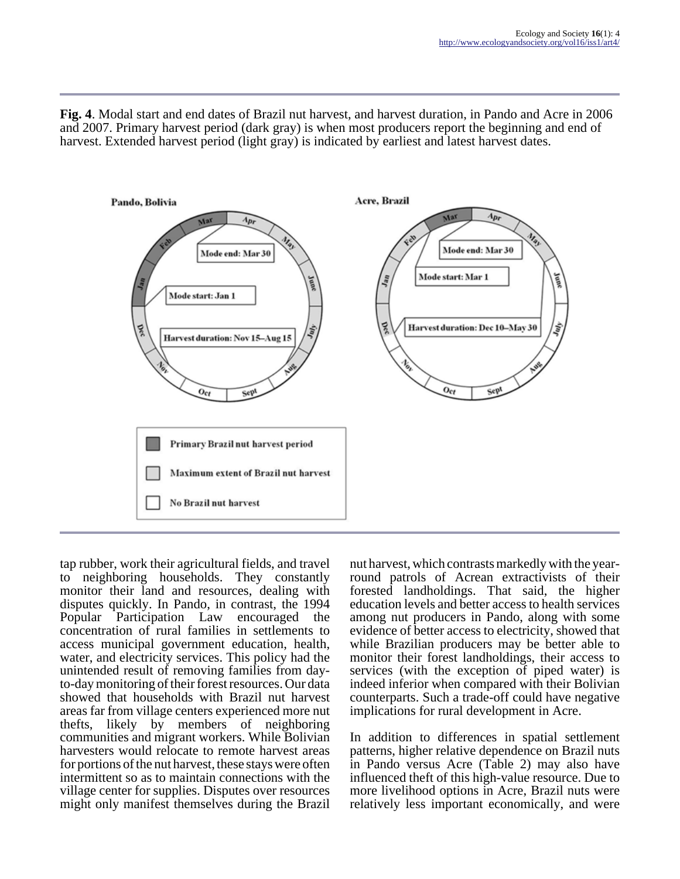**Fig. 4**. Modal start and end dates of Brazil nut harvest, and harvest duration, in Pando and Acre in 2006 and 2007. Primary harvest period (dark gray) is when most producers report the beginning and end of harvest. Extended harvest period (light gray) is indicated by earliest and latest harvest dates.

tap rubber, work their agricultural fields, and travel to neighboring households. They constantly monitor their land and resources, dealing with disputes quickly. In Pando, in contrast, the 1994 Popular Participation Law encouraged the concentration of rural families in settlements to access municipal government education, health, water, and electricity services. This policy had the unintended result of removing families from day-to-day monitoring of their forest resources. Our data showed that households with Brazil nut harvest areas far from village centers experienced more nut thefts, likely by members of neighboring communities and migrant workers. While Bolivian harvesters would relocate to remote harvest areas for portions of the nut harvest, these stays were often intermittent so as to maintain connections with the village center for supplies. Disputes over resources might only manifest themselves during the Brazil nut harvest, which contrasts markedly with the year-round patrols of Acrean extractivists of their forested landholdings. That said, the higher education levels and better access to health services among nut producers in Pando, along with some evidence of better access to electricity, showed that while Brazilian producers may be better able to monitor their forest landholdings, their access to services (with the exception of piped water) is indeed inferior when compared with their Bolivian counterparts. Such a trade-off could have negative implications for rural development in Acre.

In addition to differences in spatial settlement patterns, higher relative dependence on Brazil nuts in Pando versus Acre (Table 2) may also have influenced theft of this high-value resource. Due to more livelihood options in Acre, Brazil nuts were relatively less important economically, and were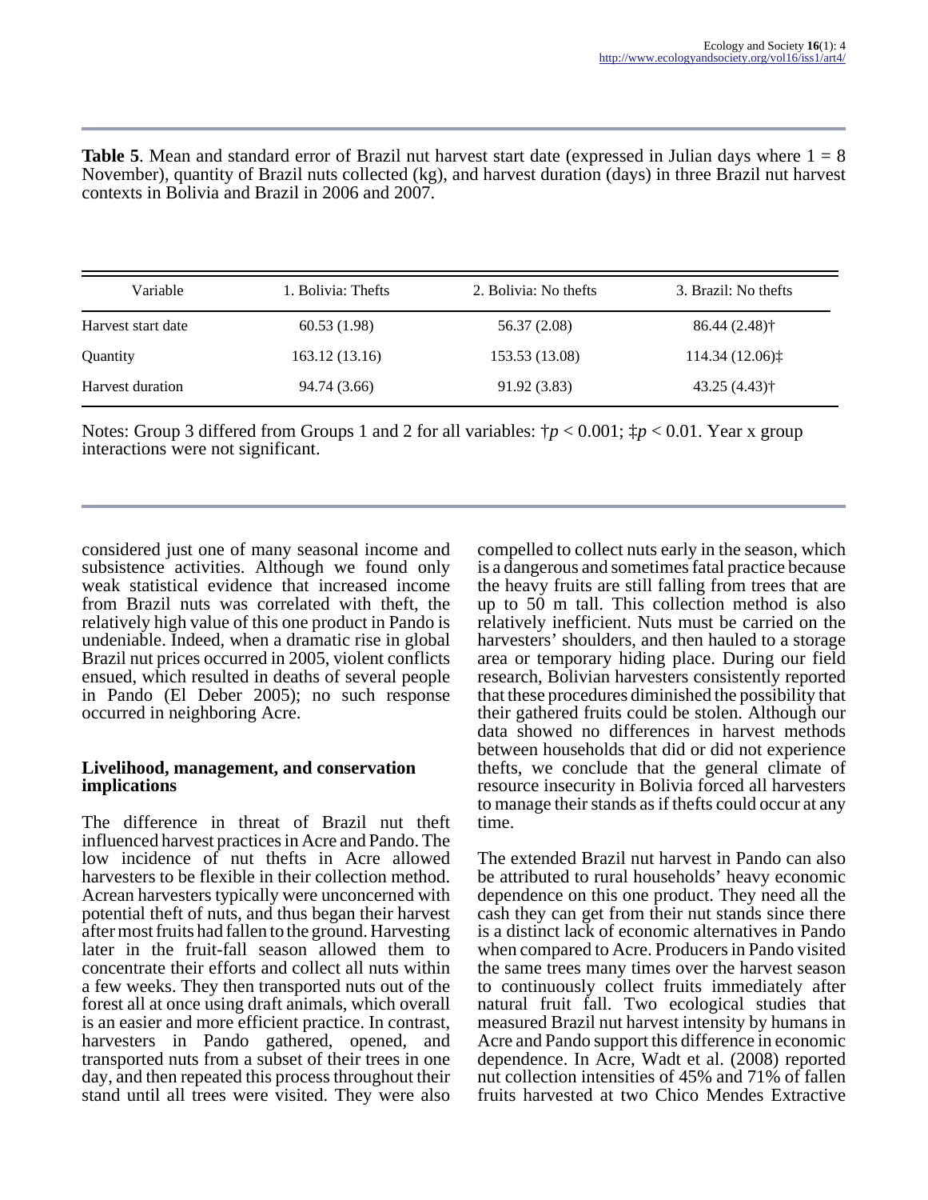**Table 5**. Mean and standard error of Brazil nut harvest start date (expressed in Julian days where 1 = 8 November), quantity of Brazil nuts collected (kg), and harvest duration (days) in three Brazil nut harvest contexts in Bolivia and Brazil in 2006 and 2007.

| Variable | 1. Bolivia: Thefts | 2. Bolivia: No thefts | 3. Brazil: No thefts |
|---|---|---|---|
| Harvest start date | 60.53 (1.98) | 56.37 (2.08) | 86.44 (2.48)† |
| Quantity | 163.12 (13.16) | 153.53 (13.08) | 114.34 (12.06)‡ |
| Harvest duration | 94.74 (3.66) | 91.92 (3.83) | 43.25 (4.43)† |

Notes: Group 3 differed from Groups 1 and 2 for all variables: †$p < 0.001$; ‡$p < 0.01$. Year x group interactions were not significant.

considered just one of many seasonal income and subsistence activities. Although we found only weak statistical evidence that increased income from Brazil nuts was correlated with theft, the relatively high value of this one product in Pando is undeniable. Indeed, when a dramatic rise in global Brazil nut prices occurred in 2005, violent conflicts ensued, which resulted in deaths of several people in Pando (El Deber 2005); no such response occurred in neighboring Acre.

### Livelihood, management, and conservation implications

The difference in threat of Brazil nut theft influenced harvest practices in Acre and Pando. The low incidence of nut thefts in Acre allowed harvesters to be flexible in their collection method. Acrean harvesters typically were unconcerned with potential theft of nuts, and thus began their harvest after most fruits had fallen to the ground. Harvesting later in the fruit-fall season allowed them to concentrate their efforts and collect all nuts within a few weeks. They then transported nuts out of the forest all at once using draft animals, which overall is an easier and more efficient practice. In contrast, harvesters in Pando gathered, opened, and transported nuts from a subset of their trees in one day, and then repeated this process throughout their stand until all trees were visited. They were also compelled to collect nuts early in the season, which is a dangerous and sometimes fatal practice because the heavy fruits are still falling from trees that are up to 50 m tall. This collection method is also relatively inefficient. Nuts must be carried on the harvesters' shoulders, and then hauled to a storage area or temporary hiding place. During our field research, Bolivian harvesters consistently reported that these procedures diminished the possibility that their gathered fruits could be stolen. Although our data showed no differences in harvest methods between households that did or did not experience thefts, we conclude that the general climate of resource insecurity in Bolivia forced all harvesters to manage their stands as if thefts could occur at any time.

The extended Brazil nut harvest in Pando can also be attributed to rural households' heavy economic dependence on this one product. They need all the cash they can get from their nut stands since there is a distinct lack of economic alternatives in Pando when compared to Acre. Producers in Pando visited the same trees many times over the harvest season to continuously collect fruits immediately after natural fruit fall. Two ecological studies that measured Brazil nut harvest intensity by humans in Acre and Pando support this difference in economic dependence. In Acre, Wadt et al. (2008) reported nut collection intensities of 45% and 71% of fallen fruits harvested at two Chico Mendes Extractive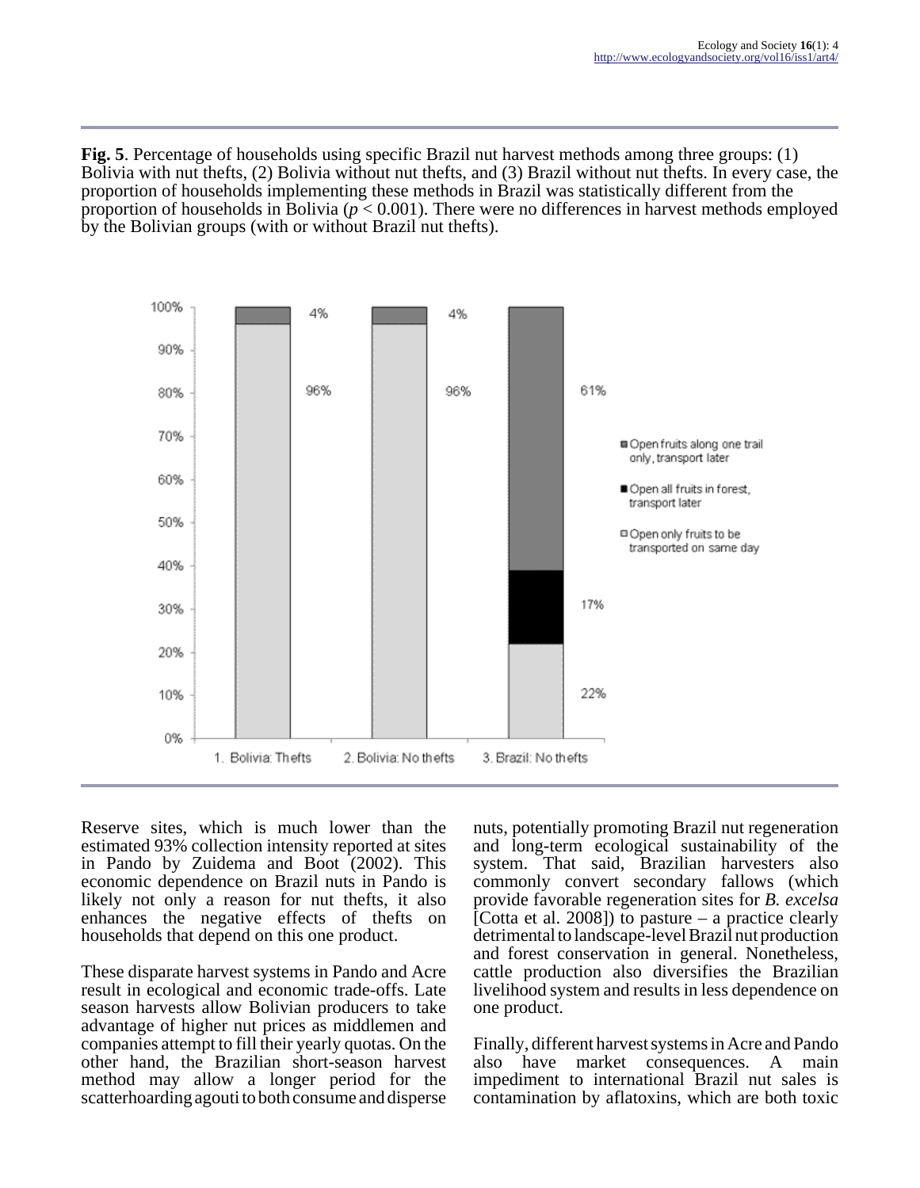**Fig. 5**. Percentage of households using specific Brazil nut harvest methods among three groups: (1) Bolivia with nut thefts, (2) Bolivia without nut thefts, and (3) Brazil without nut thefts. In every case, the proportion of households implementing these methods in Brazil was statistically different from the proportion of households in Bolivia ($p < 0.001$). There were no differences in harvest methods employed by the Bolivian groups (with or without Brazil nut thefts).

Reserve sites, which is much lower than the estimated 93% collection intensity reported at sites in Pando by Zuidema and Boot (2002). This economic dependence on Brazil nuts in Pando is likely not only a reason for nut thefts, it also enhances the negative effects of thefts on households that depend on this one product.

These disparate harvest systems in Pando and Acre result in ecological and economic trade-offs. Late season harvests allow Bolivian producers to take advantage of higher nut prices as middlemen and companies attempt to fill their yearly quotas. On the other hand, the Brazilian short-season harvest method may allow a longer period for the scatterhoarding agouti to both consume and disperse nuts, potentially promoting Brazil nut regeneration and long-term ecological sustainability of the system. That said, Brazilian harvesters also commonly convert secondary fallows (which provide favorable regeneration sites for *B. excelsa* [Cotta et al. 2008]) to pasture – a practice clearly detrimental to landscape-level Brazil nut production and forest conservation in general. Nonetheless, cattle production also diversifies the Brazilian livelihood system and results in less dependence on one product.

Finally, different harvest systems in Acre and Pando also have market consequences. A main impediment to international Brazil nut sales is contamination by aflatoxins, which are both toxic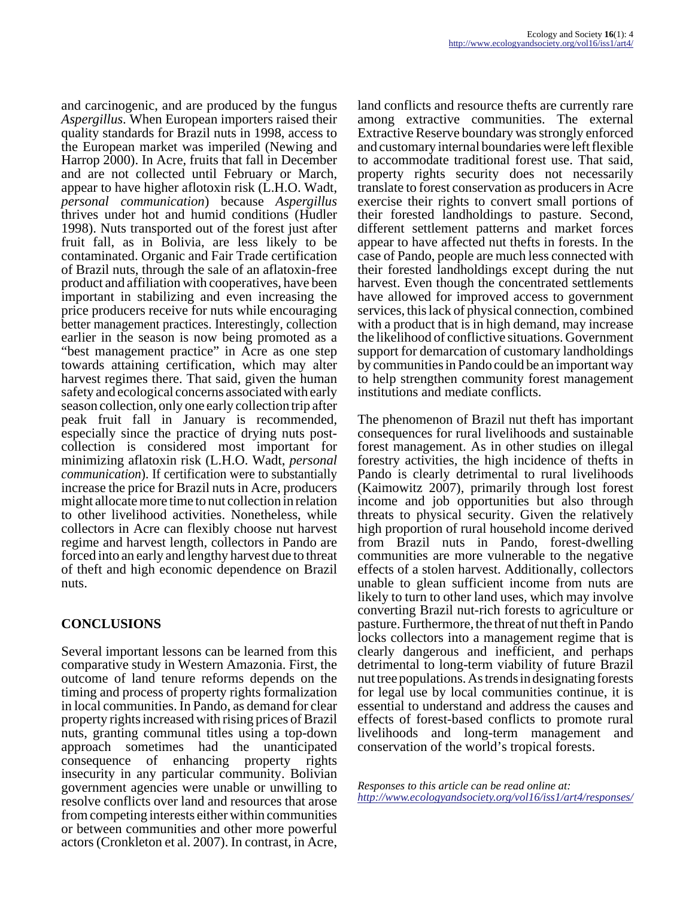and carcinogenic, and are produced by the fungus *Aspergillus*. When European importers raised their quality standards for Brazil nuts in 1998, access to the European market was imperiled (Newing and Harrop 2000). In Acre, fruits that fall in December and are not collected until February or March, appear to have higher aflotoxin risk (L.H.O. Wadt, *personal communication*) because *Aspergillus* thrives under hot and humid conditions (Hudler 1998). Nuts transported out of the forest just after fruit fall, as in Bolivia, are less likely to be contaminated. Organic and Fair Trade certification of Brazil nuts, through the sale of an aflatoxin-free product and affiliation with cooperatives, have been important in stabilizing and even increasing the price producers receive for nuts while encouraging better management practices. Interestingly, collection earlier in the season is now being promoted as a "best management practice" in Acre as one step towards attaining certification, which may alter harvest regimes there. That said, given the human safety and ecological concerns associated with early season collection, only one early collection trip after peak fruit fall in January is recommended, especially since the practice of drying nuts post-collection is considered most important for minimizing aflatoxin risk (L.H.O. Wadt, *personal communication*). If certification were to substantially increase the price for Brazil nuts in Acre, producers might allocate more time to nut collection in relation to other livelihood activities. Nonetheless, while collectors in Acre can flexibly choose nut harvest regime and harvest length, collectors in Pando are forced into an early and lengthy harvest due to threat of theft and high economic dependence on Brazil nuts.

## CONCLUSIONS

Several important lessons can be learned from this comparative study in Western Amazonia. First, the outcome of land tenure reforms depends on the timing and process of property rights formalization in local communities. In Pando, as demand for clear property rights increased with rising prices of Brazil nuts, granting communal titles using a top-down approach sometimes had the unanticipated consequence of enhancing property rights insecurity in any particular community. Bolivian government agencies were unable or unwilling to resolve conflicts over land and resources that arose from competing interests either within communities or between communities and other more powerful actors (Cronkleton et al. 2007). In contrast, in Acre, land conflicts and resource thefts are currently rare among extractive communities. The external Extractive Reserve boundary was strongly enforced and customary internal boundaries were left flexible to accommodate traditional forest use. That said, property rights security does not necessarily translate to forest conservation as producers in Acre exercise their rights to convert small portions of their forested landholdings to pasture. Second, different settlement patterns and market forces appear to have affected nut thefts in forests. In the case of Pando, people are much less connected with their forested landholdings except during the nut harvest. Even though the concentrated settlements have allowed for improved access to government services, this lack of physical connection, combined with a product that is in high demand, may increase the likelihood of conflictive situations. Government support for demarcation of customary landholdings by communities in Pando could be an important way to help strengthen community forest management institutions and mediate conflicts.

The phenomenon of Brazil nut theft has important consequences for rural livelihoods and sustainable forest management. As in other studies on illegal forestry activities, the high incidence of thefts in Pando is clearly detrimental to rural livelihoods (Kaimowitz 2007), primarily through lost forest income and job opportunities but also through threats to physical security. Given the relatively high proportion of rural household income derived from Brazil nuts in Pando, forest-dwelling communities are more vulnerable to the negative effects of a stolen harvest. Additionally, collectors unable to glean sufficient income from nuts are likely to turn to other land uses, which may involve converting Brazil nut-rich forests to agriculture or pasture. Furthermore, the threat of nut theft in Pando locks collectors into a management regime that is clearly dangerous and inefficient, and perhaps detrimental to long-term viability of future Brazil nut tree populations. As trends in designating forests for legal use by local communities continue, it is essential to understand and address the causes and effects of forest-based conflicts to promote rural livelihoods and long-term management and conservation of the world's tropical forests.

*Responses to this article can be read online at:*
*http://www.ecologyandsociety.org/vol16/iss1/art4/responses/*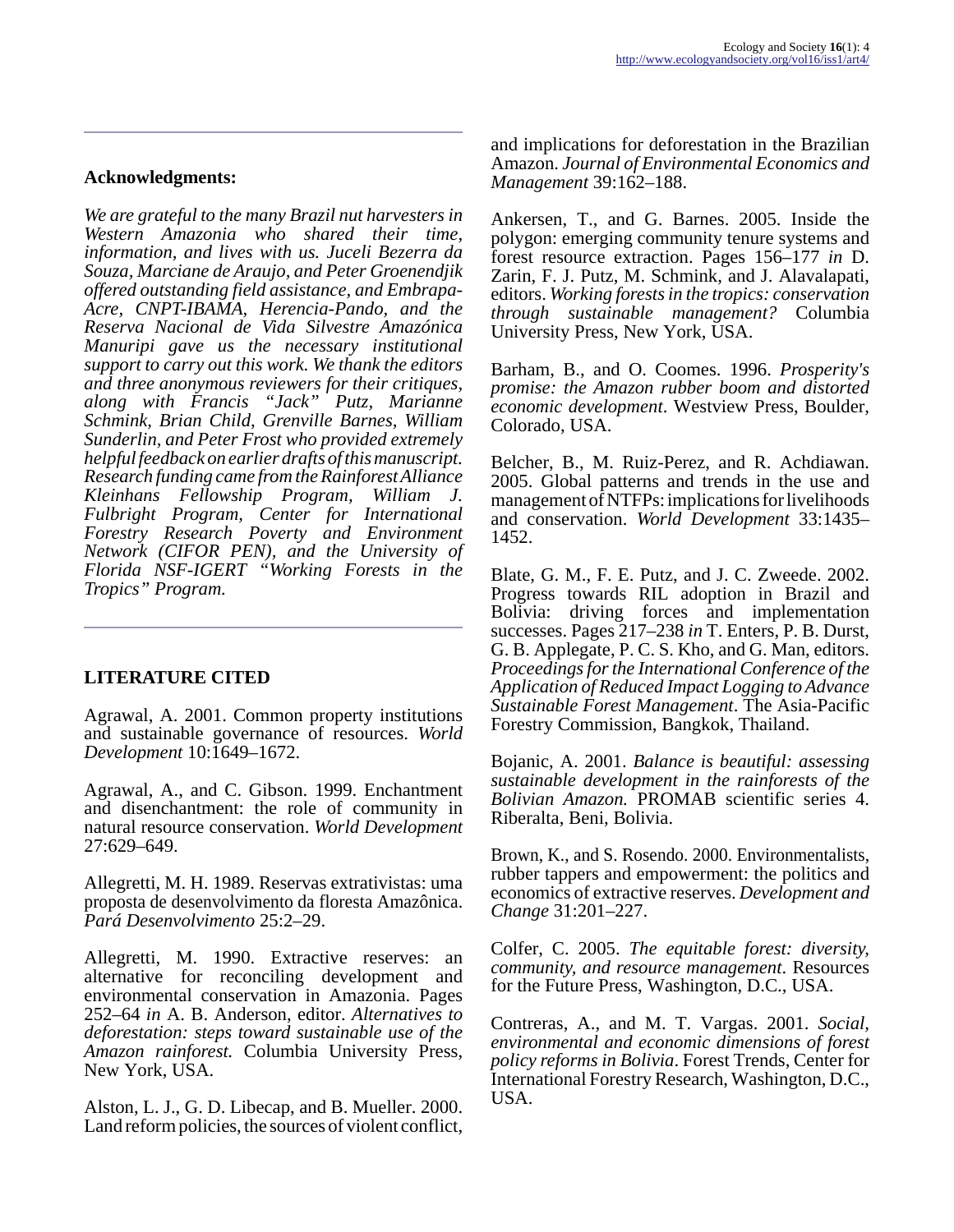## Acknowledgments:

*We are grateful to the many Brazil nut harvesters in Western Amazonia who shared their time, information, and lives with us. Juceli Bezerra da Souza, Marciane de Araujo, and Peter Groenendjik offered outstanding field assistance, and Embrapa-Acre, CNPT-IBAMA, Herencia-Pando, and the Reserva Nacional de Vida Silvestre Amazónica Manuripi gave us the necessary institutional support to carry out this work. We thank the editors and three anonymous reviewers for their critiques, along with Francis "Jack" Putz, Marianne Schmink, Brian Child, Grenville Barnes, William Sunderlin, and Peter Frost who provided extremely helpful feedback on earlier drafts of this manuscript. Research funding came from the Rainforest Alliance Kleinhans Fellowship Program, William J. Fulbright Program, Center for International Forestry Research Poverty and Environment Network (CIFOR PEN), and the University of Florida NSF-IGERT "Working Forests in the Tropics" Program.*

## LITERATURE CITED

Agrawal, A. 2001. Common property institutions and sustainable governance of resources. *World Development* 10:1649–1672.

Agrawal, A., and C. Gibson. 1999. Enchantment and disenchantment: the role of community in natural resource conservation. *World Development* 27:629–649.

Allegretti, M. H. 1989. Reservas extrativistas: uma proposta de desenvolvimento da floresta Amazônica. *Pará Desenvolvimento* 25:2–29.

Allegretti, M. 1990. Extractive reserves: an alternative for reconciling development and environmental conservation in Amazonia. Pages 252–64 *in* A. B. Anderson, editor. *Alternatives to deforestation: steps toward sustainable use of the Amazon rainforest.* Columbia University Press, New York, USA.

Alston, L. J., G. D. Libecap, and B. Mueller. 2000. Land reform policies, the sources of violent conflict, and implications for deforestation in the Brazilian Amazon. *Journal of Environmental Economics and Management* 39:162–188.

Ankersen, T., and G. Barnes. 2005. Inside the polygon: emerging community tenure systems and forest resource extraction. Pages 156–177 *in* D. Zarin, F. J. Putz, M. Schmink, and J. Alavalapati, editors. *Working forests in the tropics: conservation through sustainable management?* Columbia University Press, New York, USA.

Barham, B., and O. Coomes. 1996. *Prosperity's promise: the Amazon rubber boom and distorted economic development*. Westview Press, Boulder, Colorado, USA.

Belcher, B., M. Ruiz-Perez, and R. Achdiawan. 2005. Global patterns and trends in the use and management of NTFPs: implications for livelihoods and conservation. *World Development* 33:1435–1452.

Blate, G. M., F. E. Putz, and J. C. Zweede. 2002. Progress towards RIL adoption in Brazil and Bolivia: driving forces and implementation successes. Pages 217–238 *in* T. Enters, P. B. Durst, G. B. Applegate, P. C. S. Kho, and G. Man, editors. *Proceedings for the International Conference of the Application of Reduced Impact Logging to Advance Sustainable Forest Management*. The Asia-Pacific Forestry Commission, Bangkok, Thailand.

Bojanic, A. 2001. *Balance is beautiful: assessing sustainable development in the rainforests of the Bolivian Amazon.* PROMAB scientific series 4. Riberalta, Beni, Bolivia.

Brown, K., and S. Rosendo. 2000. Environmentalists, rubber tappers and empowerment: the politics and economics of extractive reserves. *Development and Change* 31:201–227.

Colfer, C. 2005. *The equitable forest: diversity, community, and resource management*. Resources for the Future Press, Washington, D.C., USA.

Contreras, A., and M. T. Vargas. 2001. *Social, environmental and economic dimensions of forest policy reforms in Bolivia*. Forest Trends, Center for International Forestry Research, Washington, D.C., USA.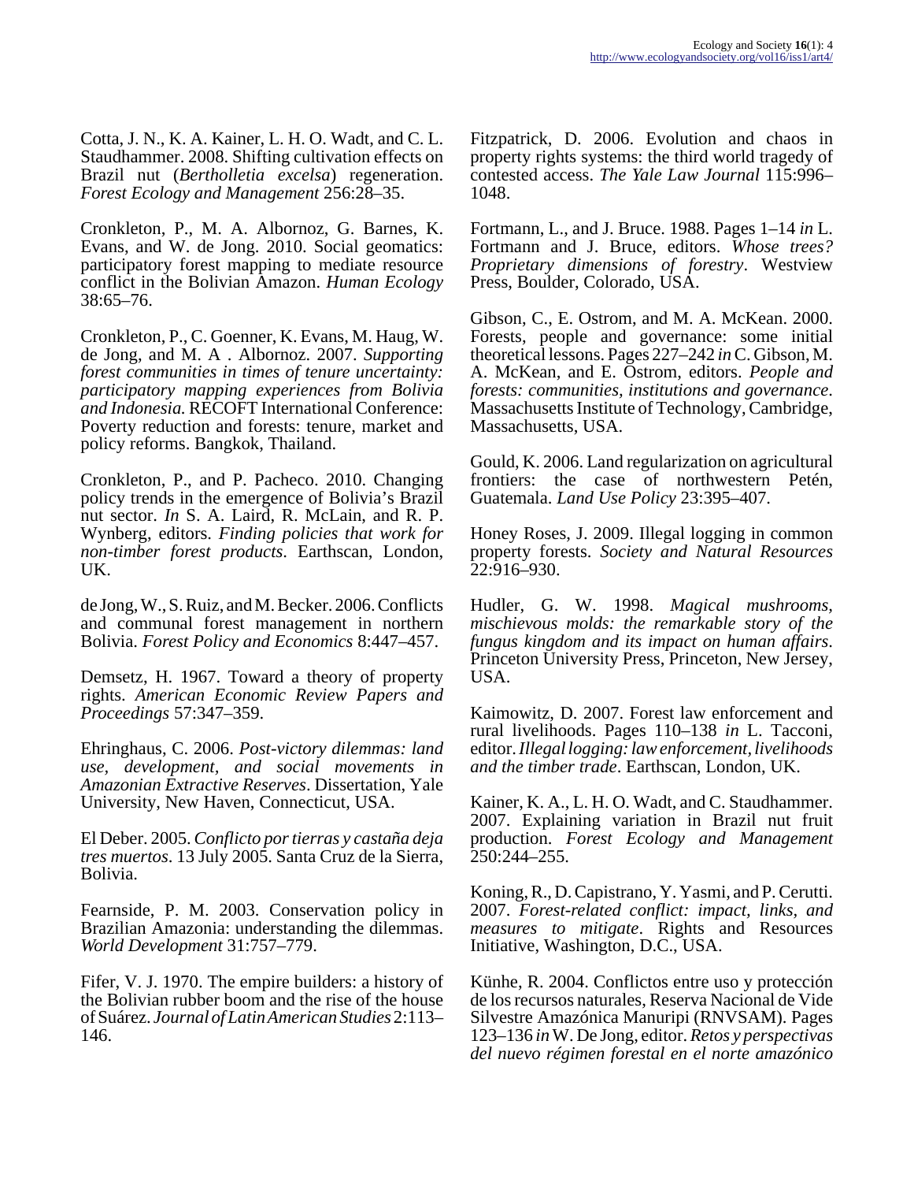Cotta, J. N., K. A. Kainer, L. H. O. Wadt, and C. L. Staudhammer. 2008. Shifting cultivation effects on Brazil nut (*Bertholletia excelsa*) regeneration. *Forest Ecology and Management* 256:28–35.

Cronkleton, P., M. A. Albornoz, G. Barnes, K. Evans, and W. de Jong. 2010. Social geomatics: participatory forest mapping to mediate resource conflict in the Bolivian Amazon. *Human Ecology* 38:65–76.

Cronkleton, P., C. Goenner, K. Evans, M. Haug, W. de Jong, and M. A . Albornoz. 2007. *Supporting forest communities in times of tenure uncertainty: participatory mapping experiences from Bolivia and Indonesia.* RECOFT International Conference: Poverty reduction and forests: tenure, market and policy reforms. Bangkok, Thailand.

Cronkleton, P., and P. Pacheco. 2010. Changing policy trends in the emergence of Bolivia's Brazil nut sector. *In* S. A. Laird, R. McLain, and R. P. Wynberg, editors. *Finding policies that work for non-timber forest products*. Earthscan, London, UK.

de Jong, W., S. Ruiz, and M. Becker. 2006. Conflicts and communal forest management in northern Bolivia. *Forest Policy and Economics* 8:447–457.

Demsetz, H. 1967. Toward a theory of property rights. *American Economic Review Papers and Proceedings* 57:347–359.

Ehringhaus, C. 2006. *Post-victory dilemmas: land use, development, and social movements in Amazonian Extractive Reserves*. Dissertation, Yale University, New Haven, Connecticut, USA.

El Deber. 2005. *Conflicto por tierras y castaña deja tres muertos*. 13 July 2005. Santa Cruz de la Sierra, Bolivia.

Fearnside, P. M. 2003. Conservation policy in Brazilian Amazonia: understanding the dilemmas. *World Development* 31:757–779.

Fifer, V. J. 1970. The empire builders: a history of the Bolivian rubber boom and the rise of the house of Suárez. *Journal of Latin American Studies* 2:113–146.

Fitzpatrick, D. 2006. Evolution and chaos in property rights systems: the third world tragedy of contested access. *The Yale Law Journal* 115:996–1048.

Fortmann, L., and J. Bruce. 1988. Pages 1–14 *in* L. Fortmann and J. Bruce, editors. *Whose trees? Proprietary dimensions of forestry*. Westview Press, Boulder, Colorado, USA.

Gibson, C., E. Ostrom, and M. A. McKean. 2000. Forests, people and governance: some initial theoretical lessons. Pages 227–242 *in* C. Gibson, M. A. McKean, and E. Ostrom, editors. *People and forests: communities, institutions and governance*. Massachusetts Institute of Technology, Cambridge, Massachusetts, USA.

Gould, K. 2006. Land regularization on agricultural frontiers: the case of northwestern Petén, Guatemala. *Land Use Policy* 23:395–407.

Honey Roses, J. 2009. Illegal logging in common property forests. *Society and Natural Resources* 22:916–930.

Hudler, G. W. 1998. *Magical mushrooms, mischievous molds: the remarkable story of the fungus kingdom and its impact on human affairs*. Princeton University Press, Princeton, New Jersey, USA.

Kaimowitz, D. 2007. Forest law enforcement and rural livelihoods. Pages 110–138 *in* L. Tacconi, editor. *Illegal logging: law enforcement, livelihoods and the timber trade*. Earthscan, London, UK.

Kainer, K. A., L. H. O. Wadt, and C. Staudhammer. 2007. Explaining variation in Brazil nut fruit production. *Forest Ecology and Management* 250:244–255.

Koning, R., D. Capistrano, Y. Yasmi, and P. Cerutti. 2007. *Forest-related conflict: impact, links, and measures to mitigate*. Rights and Resources Initiative, Washington, D.C., USA.

Künhe, R. 2004. Conflictos entre uso y protección de los recursos naturales, Reserva Nacional de Vide Silvestre Amazónica Manuripi (RNVSAM). Pages 123–136 *in* W. De Jong, editor. *Retos y perspectivas del nuevo régimen forestal en el norte amazónico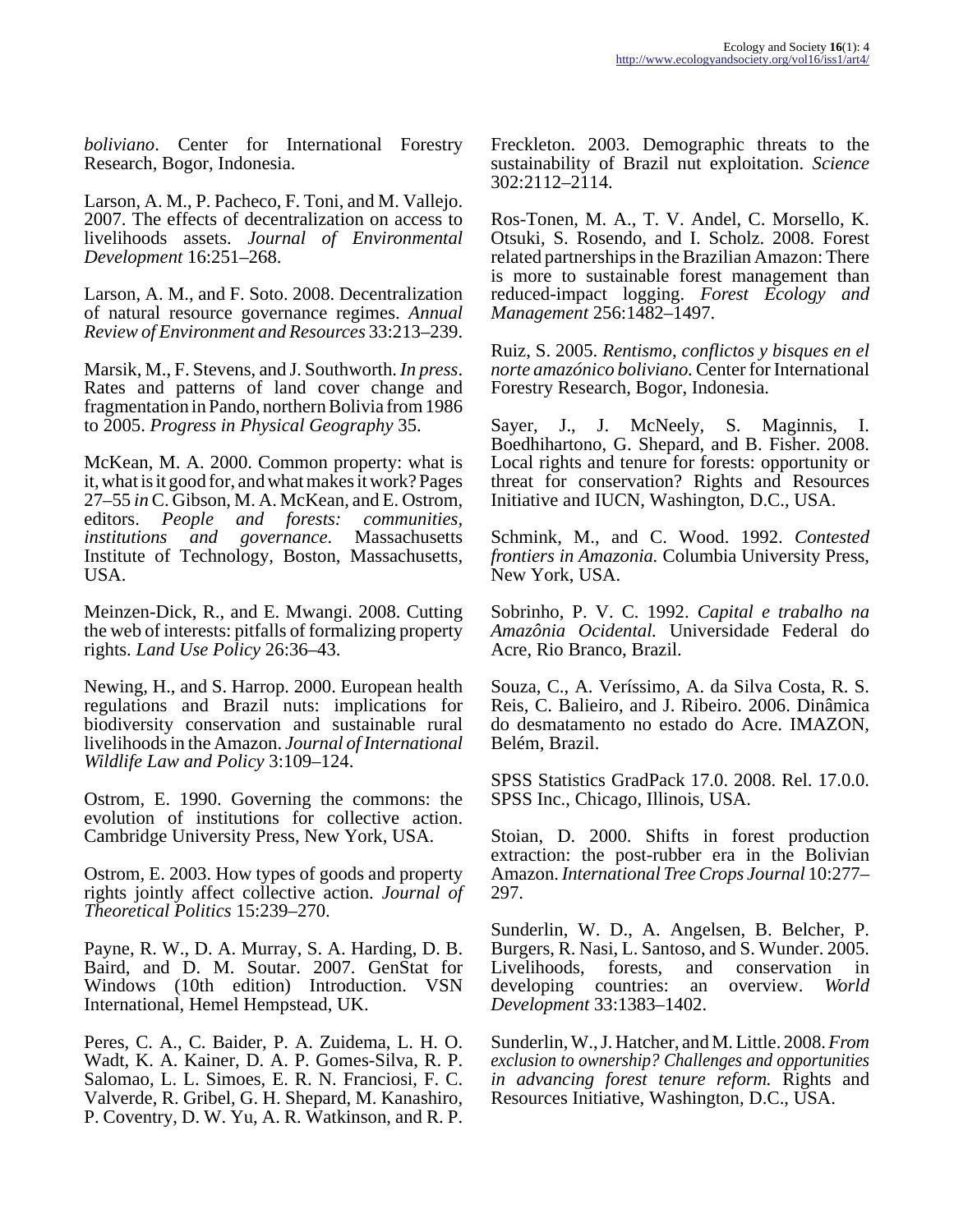*boliviano*. Center for International Forestry Research, Bogor, Indonesia.

Larson, A. M., P. Pacheco, F. Toni, and M. Vallejo. 2007. The effects of decentralization on access to livelihoods assets. *Journal of Environmental Development* 16:251–268.

Larson, A. M., and F. Soto. 2008. Decentralization of natural resource governance regimes. *Annual Review of Environment and Resources* 33:213–239.

Marsik, M., F. Stevens, and J. Southworth. *In press*. Rates and patterns of land cover change and fragmentation in Pando, northern Bolivia from 1986 to 2005. *Progress in Physical Geography* 35.

McKean, M. A. 2000. Common property: what is it, what is it good for, and what makes it work? Pages 27–55 *in* C. Gibson, M. A. McKean, and E. Ostrom, editors. *People and forests: communities, institutions and governance*. Massachusetts Institute of Technology, Boston, Massachusetts, USA.

Meinzen-Dick, R., and E. Mwangi. 2008. Cutting the web of interests: pitfalls of formalizing property rights. *Land Use Policy* 26:36–43.

Newing, H., and S. Harrop. 2000. European health regulations and Brazil nuts: implications for biodiversity conservation and sustainable rural livelihoods in the Amazon. *Journal of International Wildlife Law and Policy* 3:109–124.

Ostrom, E. 1990. Governing the commons: the evolution of institutions for collective action. Cambridge University Press, New York, USA.

Ostrom, E. 2003. How types of goods and property rights jointly affect collective action. *Journal of Theoretical Politics* 15:239–270.

Payne, R. W., D. A. Murray, S. A. Harding, D. B. Baird, and D. M. Soutar. 2007. GenStat for Windows (10th edition) Introduction. VSN International, Hemel Hempstead, UK.

Peres, C. A., C. Baider, P. A. Zuidema, L. H. O. Wadt, K. A. Kainer, D. A. P. Gomes-Silva, R. P. Salomao, L. L. Simoes, E. R. N. Franciosi, F. C. Valverde, R. Gribel, G. H. Shepard, M. Kanashiro, P. Coventry, D. W. Yu, A. R. Watkinson, and R. P. Freckleton. 2003. Demographic threats to the sustainability of Brazil nut exploitation. *Science* 302:2112–2114.

Ros-Tonen, M. A., T. V. Andel, C. Morsello, K. Otsuki, S. Rosendo, and I. Scholz. 2008. Forest related partnerships in the Brazilian Amazon: There is more to sustainable forest management than reduced-impact logging. *Forest Ecology and Management* 256:1482–1497.

Ruiz, S. 2005. *Rentismo, conflictos y bisques en el norte amazónico boliviano.* Center for International Forestry Research, Bogor, Indonesia.

Sayer, J., J. McNeely, S. Maginnis, I. Boedhihartono, G. Shepard, and B. Fisher. 2008. Local rights and tenure for forests: opportunity or threat for conservation? Rights and Resources Initiative and IUCN, Washington, D.C., USA.

Schmink, M., and C. Wood. 1992. *Contested frontiers in Amazonia.* Columbia University Press, New York, USA.

Sobrinho, P. V. C. 1992. *Capital e trabalho na Amazônia Ocidental.* Universidade Federal do Acre, Rio Branco, Brazil.

Souza, C., A. Veríssimo, A. da Silva Costa, R. S. Reis, C. Balieiro, and J. Ribeiro. 2006. Dinâmica do desmatamento no estado do Acre. IMAZON, Belém, Brazil.

SPSS Statistics GradPack 17.0. 2008. Rel. 17.0.0. SPSS Inc., Chicago, Illinois, USA.

Stoian, D. 2000. Shifts in forest production extraction: the post-rubber era in the Bolivian Amazon. *International Tree Crops Journal* 10:277–297.

Sunderlin, W. D., A. Angelsen, B. Belcher, P. Burgers, R. Nasi, L. Santoso, and S. Wunder. 2005. Livelihoods, forests, and conservation in developing countries: an overview. *World Development* 33:1383–1402.

Sunderlin, W., J. Hatcher, and M. Little. 2008. *From exclusion to ownership? Challenges and opportunities in advancing forest tenure reform.* Rights and Resources Initiative, Washington, D.C., USA.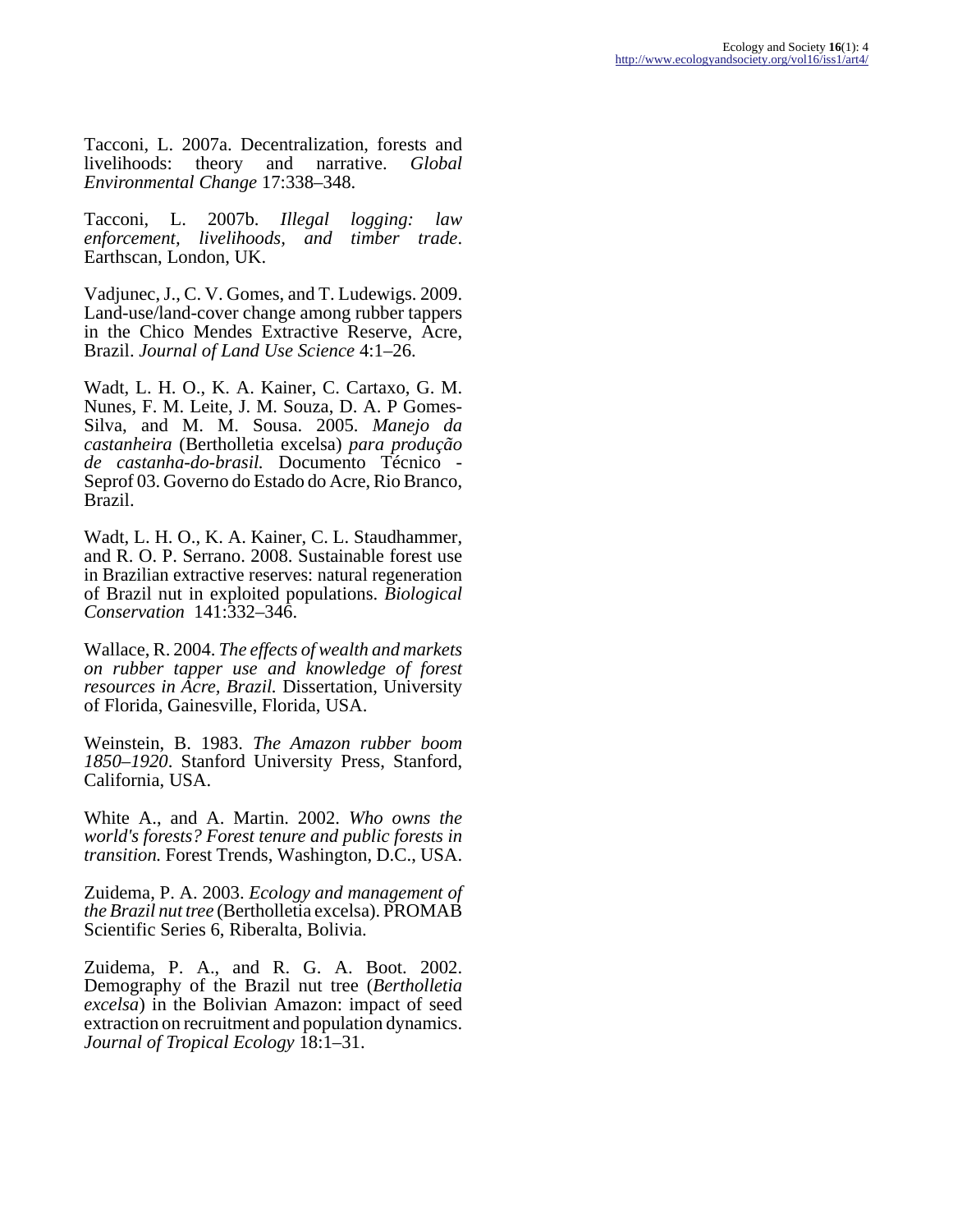Tacconi, L. 2007a. Decentralization, forests and livelihoods: theory and narrative. *Global Environmental Change* 17:338–348.

Tacconi, L. 2007b. *Illegal logging: law enforcement, livelihoods, and timber trade*. Earthscan, London, UK.

Vadjunec, J., C. V. Gomes, and T. Ludewigs. 2009. Land-use/land-cover change among rubber tappers in the Chico Mendes Extractive Reserve, Acre, Brazil. *Journal of Land Use Science* 4:1–26.

Wadt, L. H. O., K. A. Kainer, C. Cartaxo, G. M. Nunes, F. M. Leite, J. M. Souza, D. A. P Gomes-Silva, and M. M. Sousa. 2005. *Manejo da castanheira* (Bertholletia excelsa) *para produção de castanha-do-brasil.* Documento Técnico - Seprof 03. Governo do Estado do Acre, Rio Branco, Brazil.

Wadt, L. H. O., K. A. Kainer, C. L. Staudhammer, and R. O. P. Serrano. 2008. Sustainable forest use in Brazilian extractive reserves: natural regeneration of Brazil nut in exploited populations. *Biological Conservation* 141:332–346.

Wallace, R. 2004. *The effects of wealth and markets on rubber tapper use and knowledge of forest resources in Acre, Brazil.* Dissertation, University of Florida, Gainesville, Florida, USA.

Weinstein, B. 1983. *The Amazon rubber boom 1850–1920*. Stanford University Press, Stanford, California, USA.

White A., and A. Martin. 2002. *Who owns the world's forests? Forest tenure and public forests in transition.* Forest Trends, Washington, D.C., USA.

Zuidema, P. A. 2003. *Ecology and management of the Brazil nut tree* (Bertholletia excelsa). PROMAB Scientific Series 6, Riberalta, Bolivia.

Zuidema, P. A., and R. G. A. Boot. 2002. Demography of the Brazil nut tree (*Bertholletia excelsa*) in the Bolivian Amazon: impact of seed extraction on recruitment and population dynamics. *Journal of Tropical Ecology* 18:1–31.